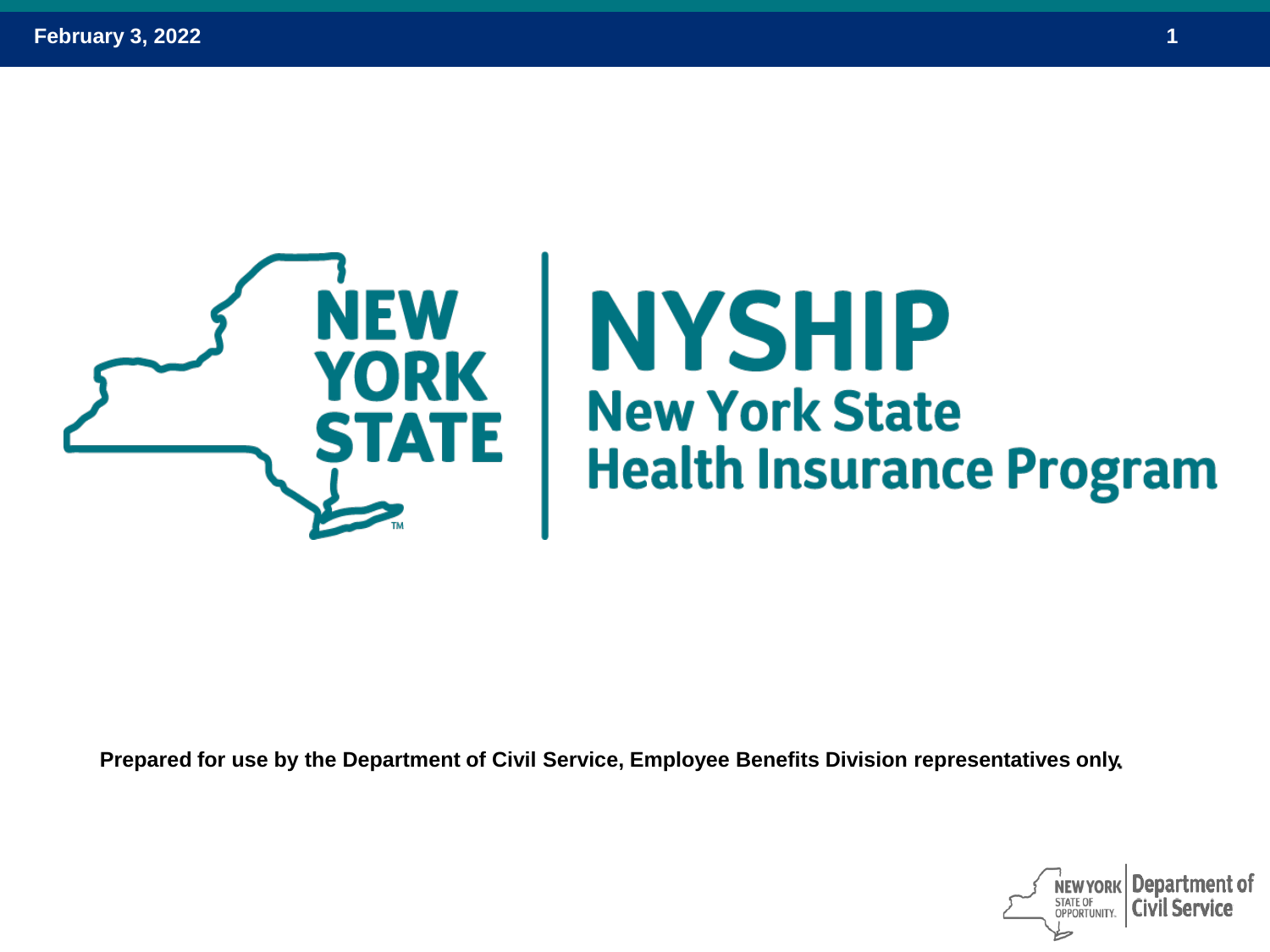February 3, 2022

# NYSHIP

## New York State Health Insurance Program

**Prepared for use by the Department of Civil Service, Employee Benefits Division representatives only.**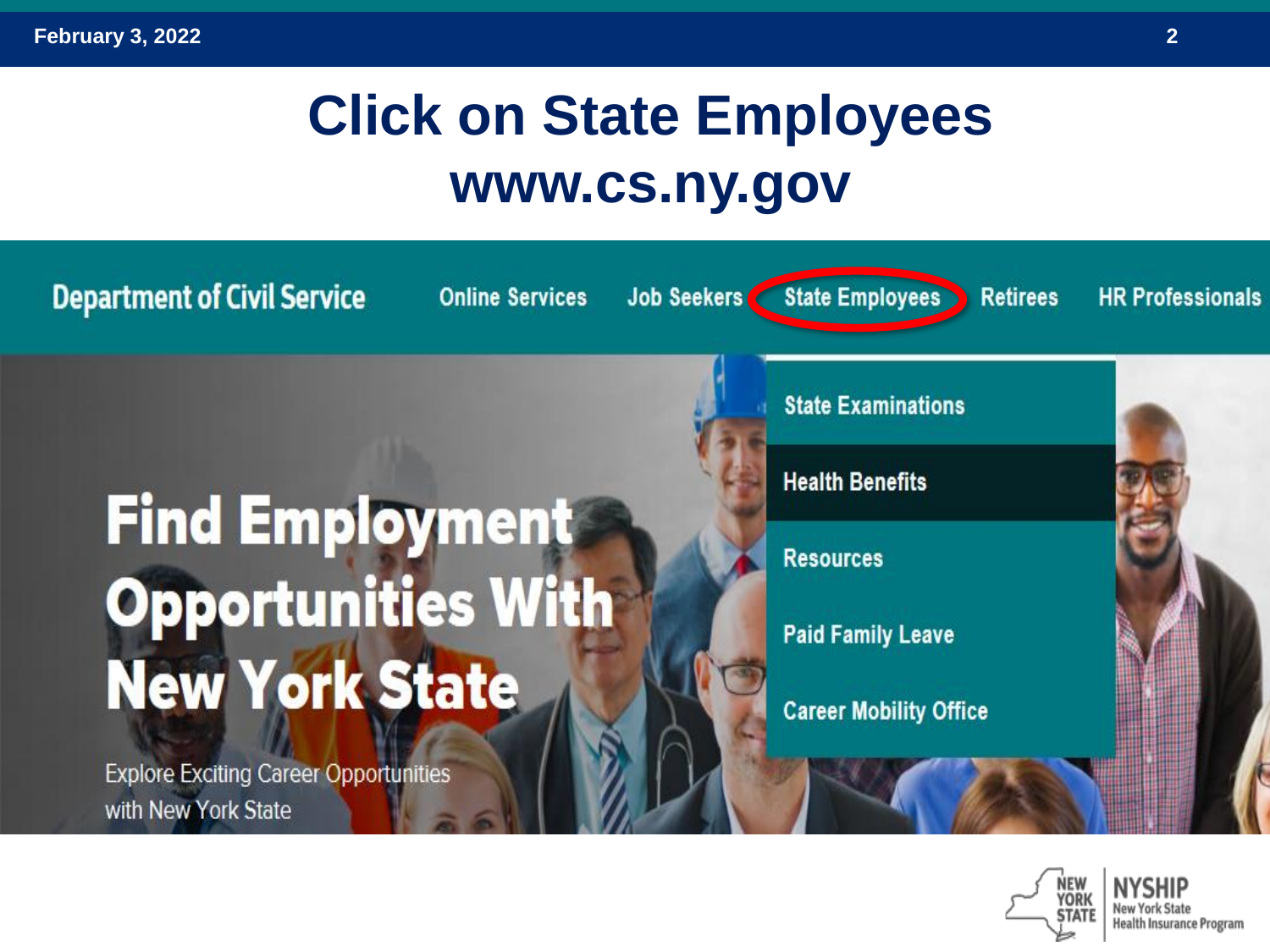# Click on State Employees www.cs.ny.gov

Department of Civil Service | Online Services | Job Seekers | State Employees | Retirees | HR Professionals

- State Examinations
- Health Benefits
- Resources
- Paid Family Leave
- Career Mobility Office

**Find Employment Opportunities With New York State**

Explore Exciting Career Opportunities with New York State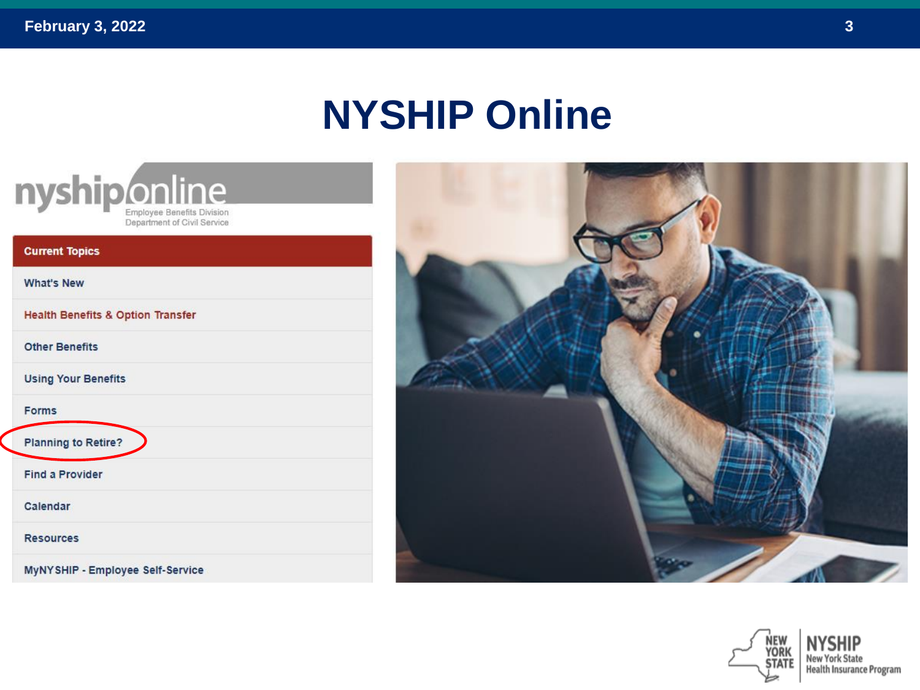# NYSHIP Online

nyshiponline
Employee Benefits Division
Department of Civil Service

- Current Topics
- What's New
- Health Benefits & Option Transfer
- Other Benefits
- Using Your Benefits
- Forms
- Planning to Retire?
- Find a Provider
- Calendar
- Resources
- MyNYSHIP - Employee Self-Service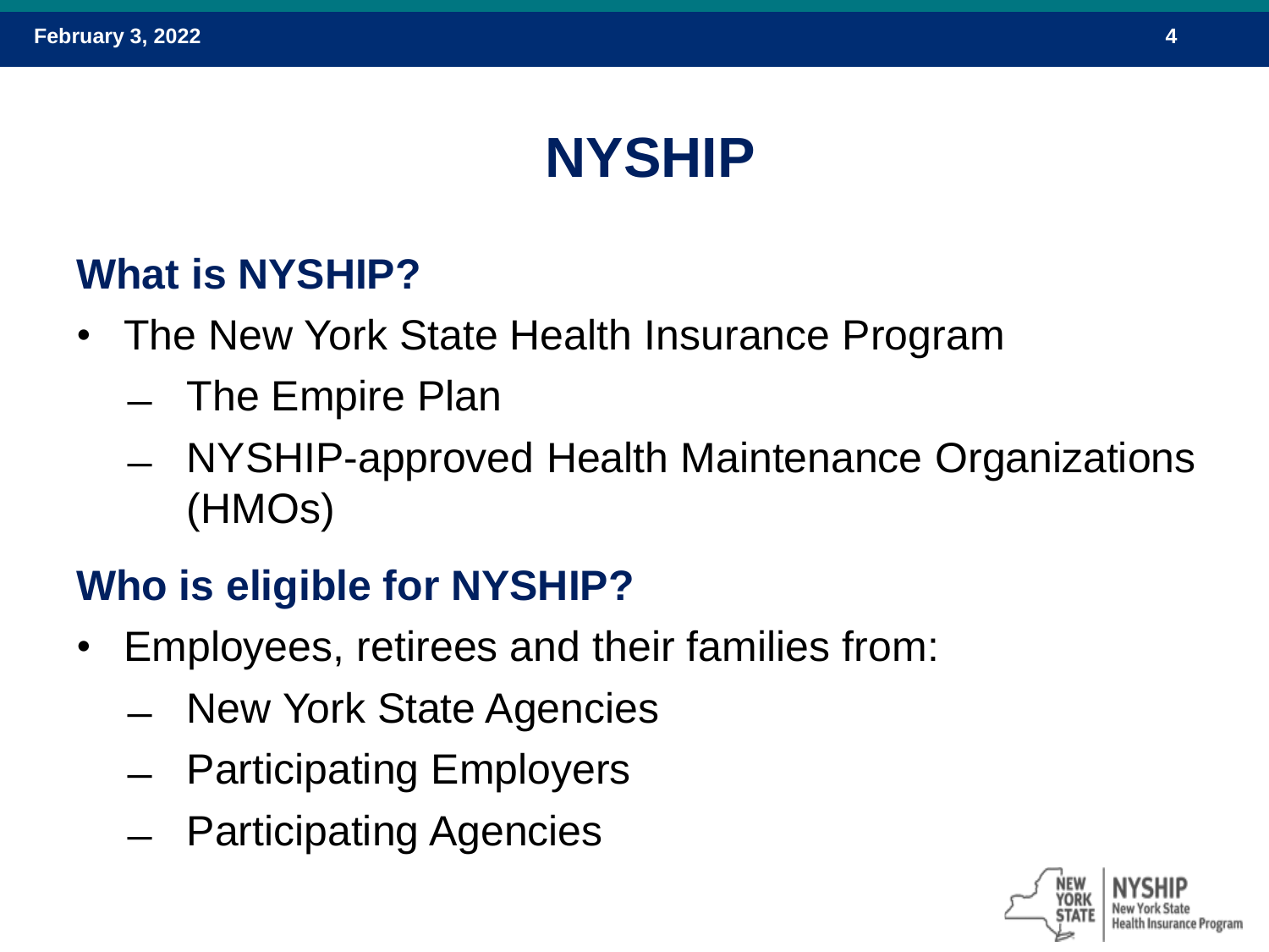# NYSHIP

## What is NYSHIP?

- The New York State Health Insurance Program
  - The Empire Plan
  - NYSHIP-approved Health Maintenance Organizations (HMOs)

## Who is eligible for NYSHIP?

- Employees, retirees and their families from:
  - New York State Agencies
  - Participating Employers
  - Participating Agencies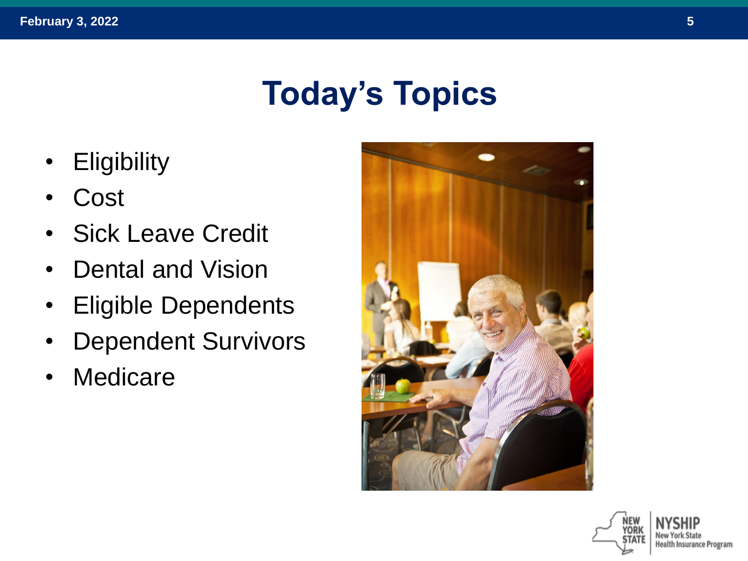# Today's Topics

- Eligibility
- Cost
- Sick Leave Credit
- Dental and Vision
- Eligible Dependents
- Dependent Survivors
- Medicare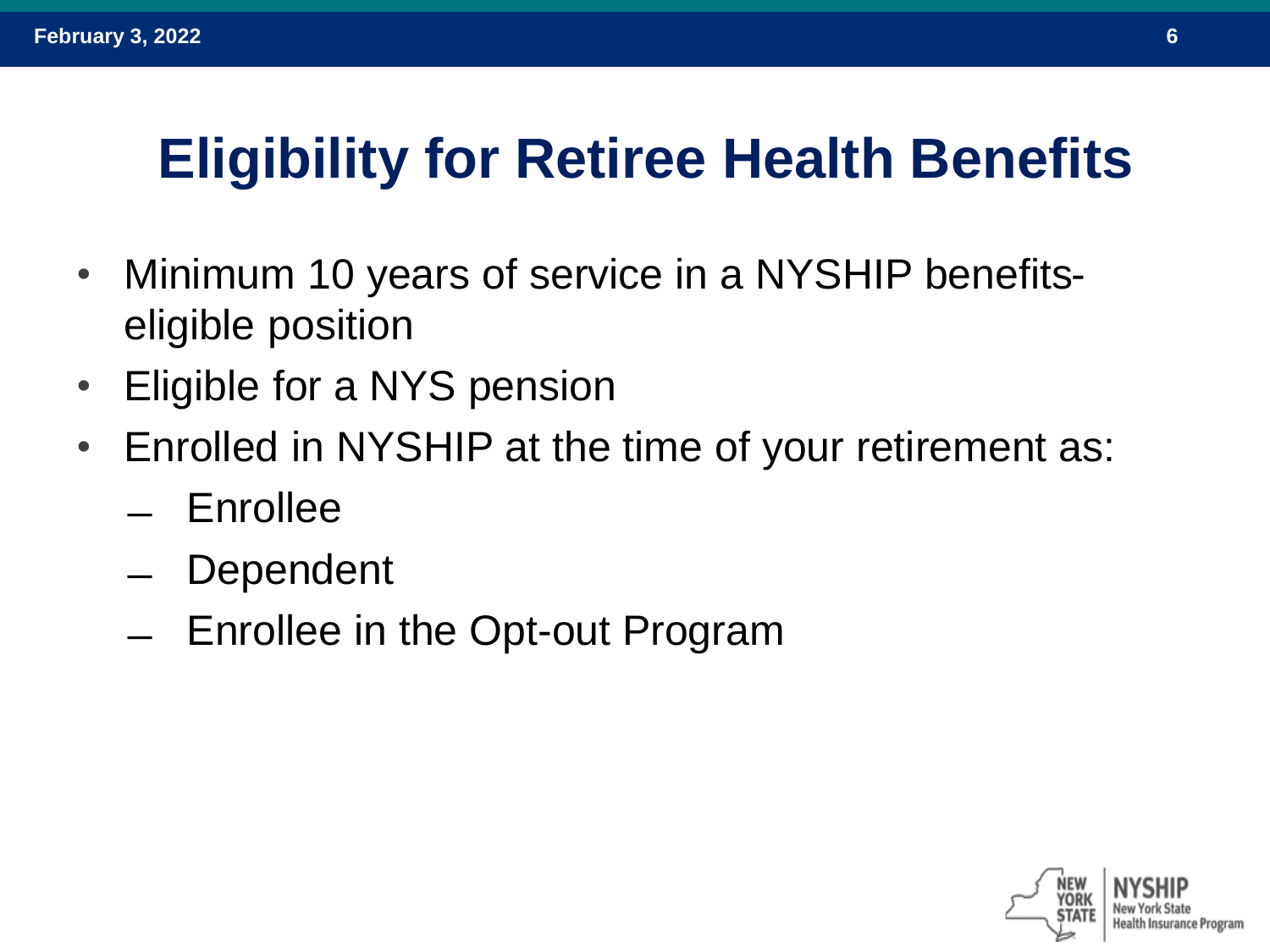# Eligibility for Retiree Health Benefits

- Minimum 10 years of service in a NYSHIP benefits-eligible position
- Eligible for a NYS pension
- Enrolled in NYSHIP at the time of your retirement as:
  - Enrollee
  - Dependent
  - Enrollee in the Opt-out Program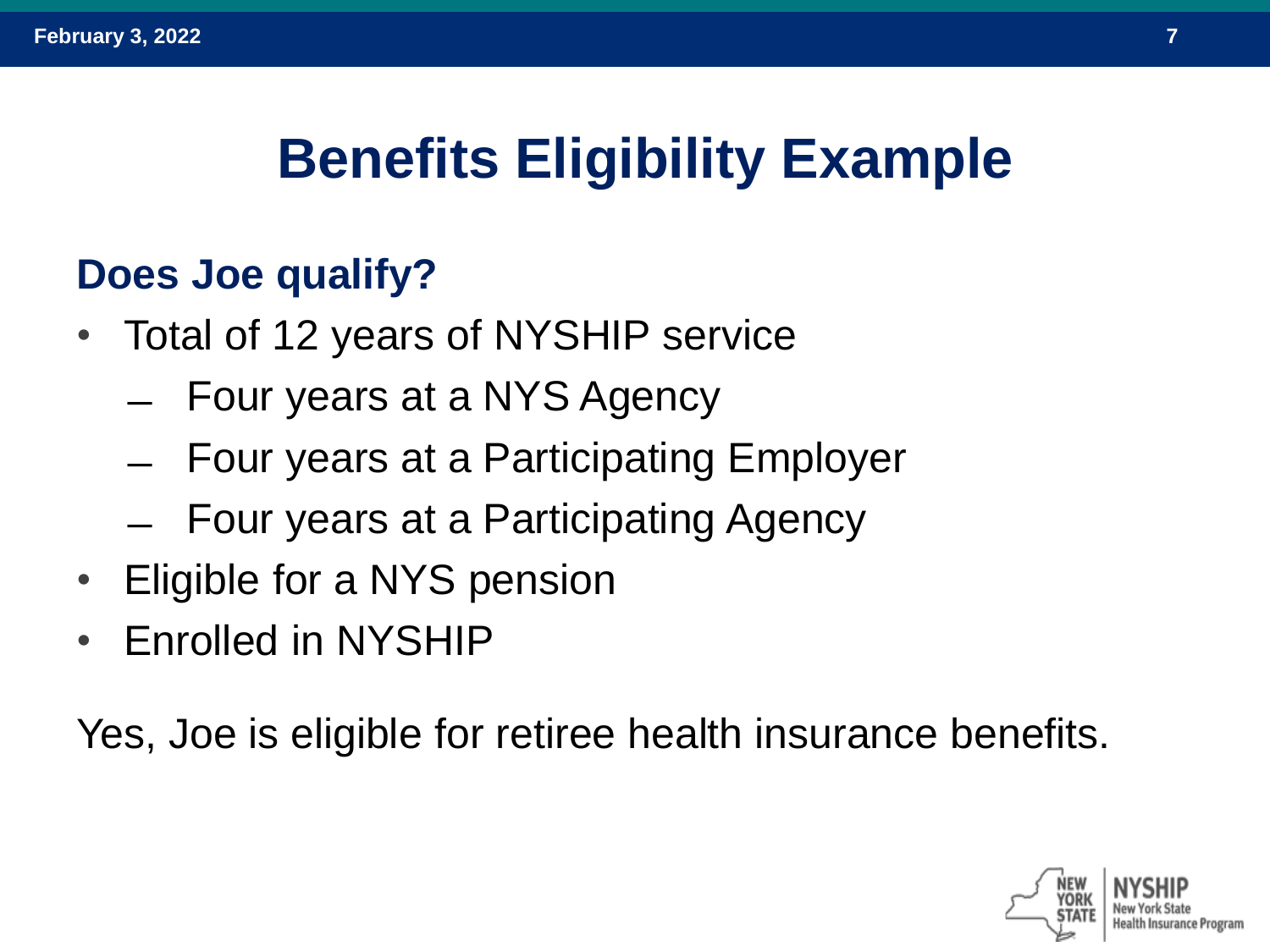# Benefits Eligibility Example

## Does Joe qualify?

- Total of 12 years of NYSHIP service
  - Four years at a NYS Agency
  - Four years at a Participating Employer
  - Four years at a Participating Agency
- Eligible for a NYS pension
- Enrolled in NYSHIP

Yes, Joe is eligible for retiree health insurance benefits.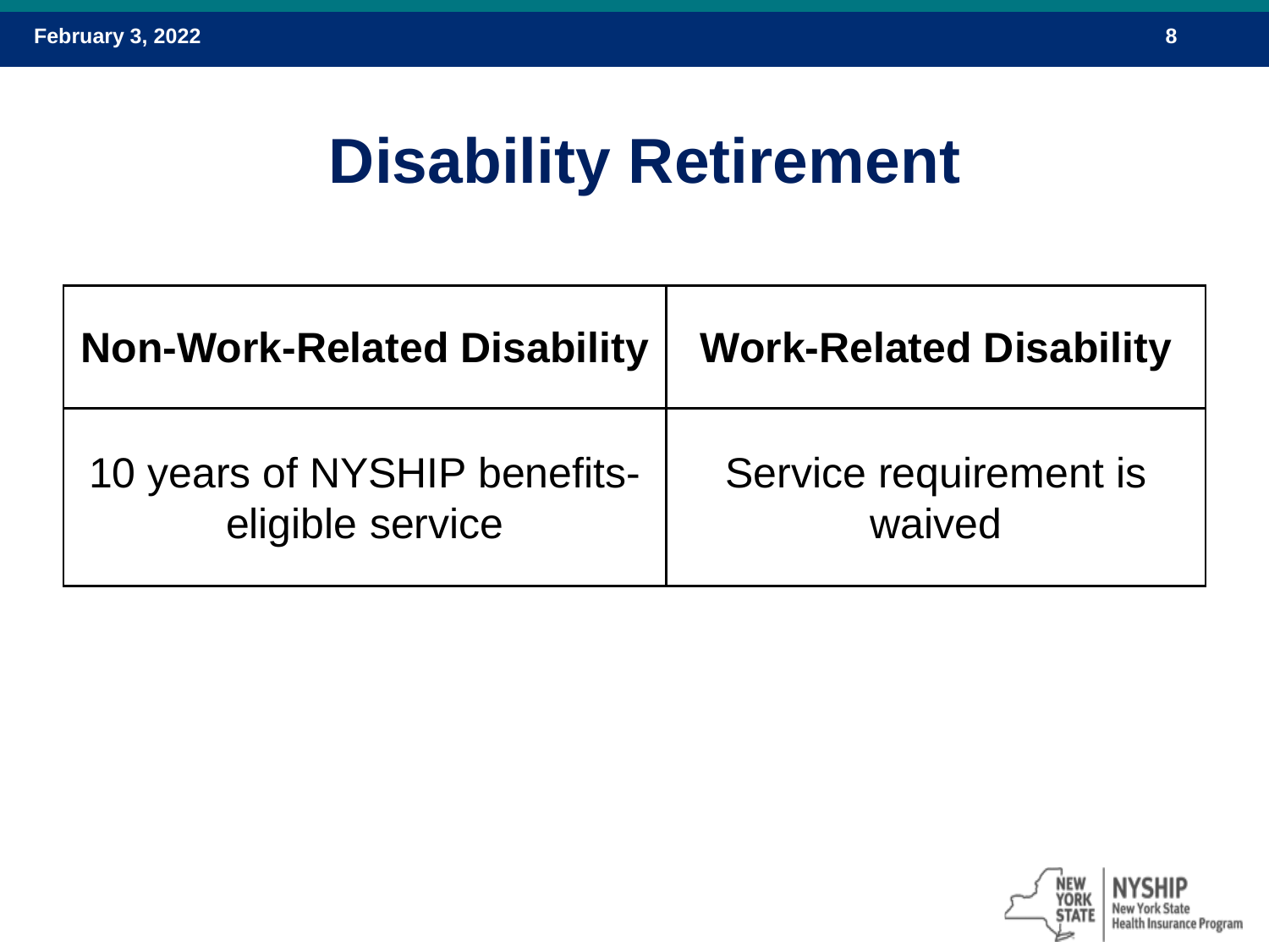# Disability Retirement

| Non-Work-Related Disability | Work-Related Disability |
|---|---|
| 10 years of NYSHIP benefits-eligible service | Service requirement is waived |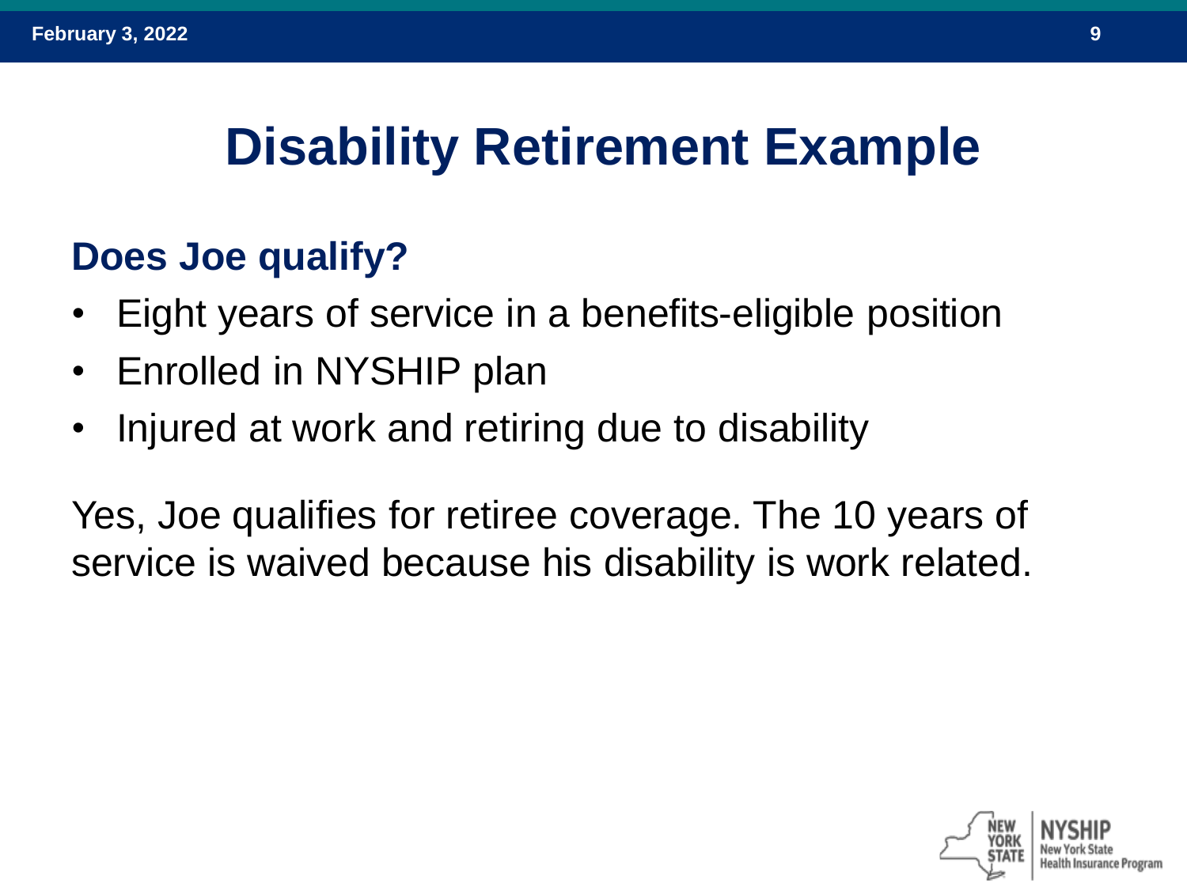# Disability Retirement Example

## Does Joe qualify?

- Eight years of service in a benefits-eligible position
- Enrolled in NYSHIP plan
- Injured at work and retiring due to disability

Yes, Joe qualifies for retiree coverage. The 10 years of service is waived because his disability is work related.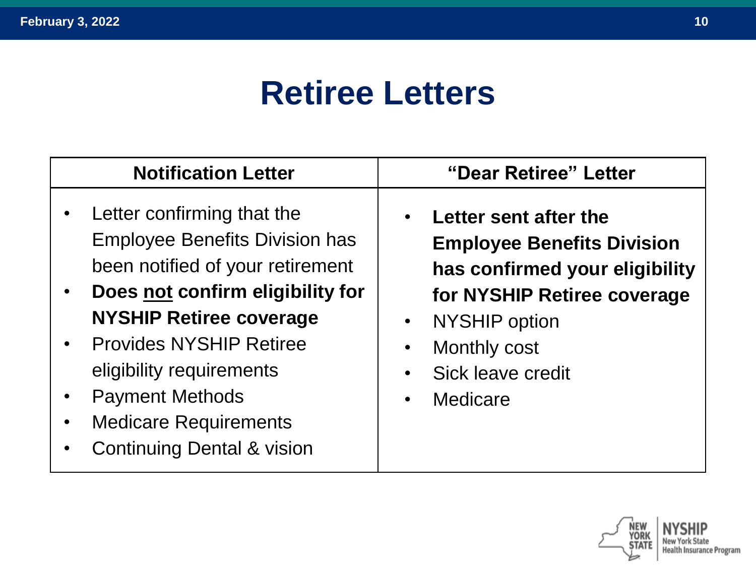# Retiree Letters

| Notification Letter | "Dear Retiree" Letter |
| --- | --- |
| • Letter confirming that the Employee Benefits Division has been notified of your retirement<br>• **Does not confirm eligibility for NYSHIP Retiree coverage**<br>• Provides NYSHIP Retiree eligibility requirements<br>• Payment Methods<br>• Medicare Requirements<br>• Continuing Dental & vision | • **Letter sent after the Employee Benefits Division has confirmed your eligibility for NYSHIP Retiree coverage**<br>• NYSHIP option<br>• Monthly cost<br>• Sick leave credit<br>• Medicare |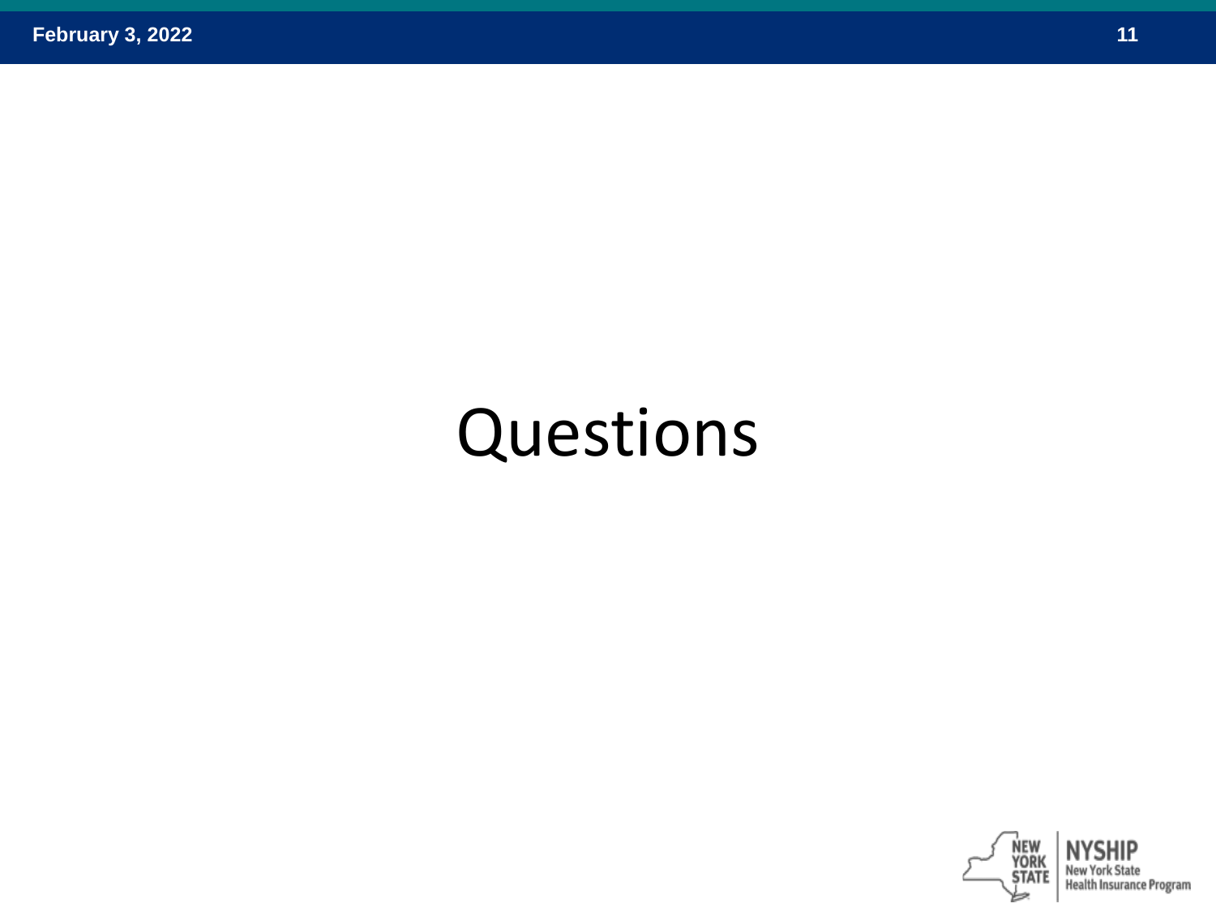# Questions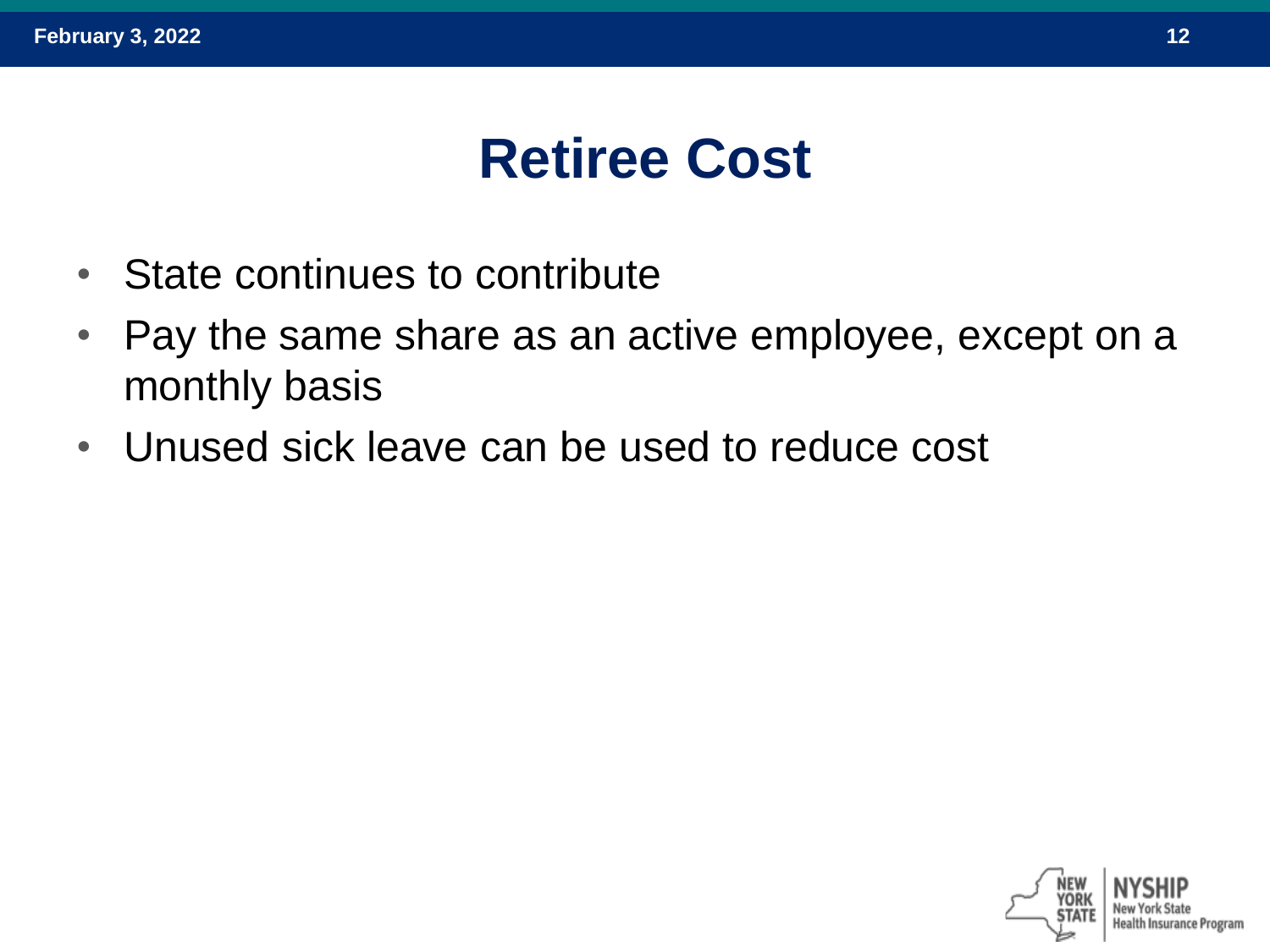# Retiree Cost

- State continues to contribute
- Pay the same share as an active employee, except on a monthly basis
- Unused sick leave can be used to reduce cost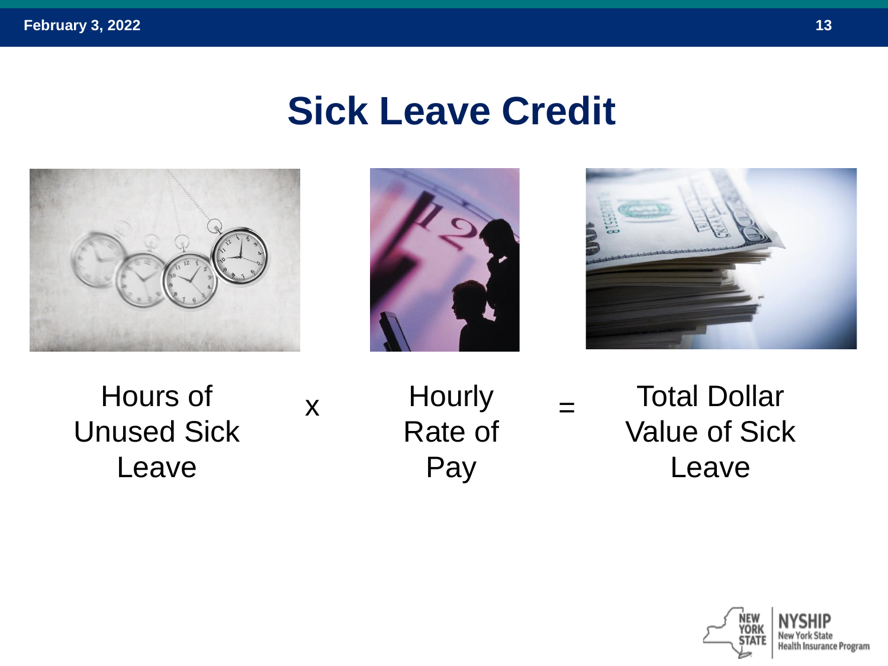# Sick Leave Credit

Hours of Unused Sick Leave x Hourly Rate of Pay = Total Dollar Value of Sick Leave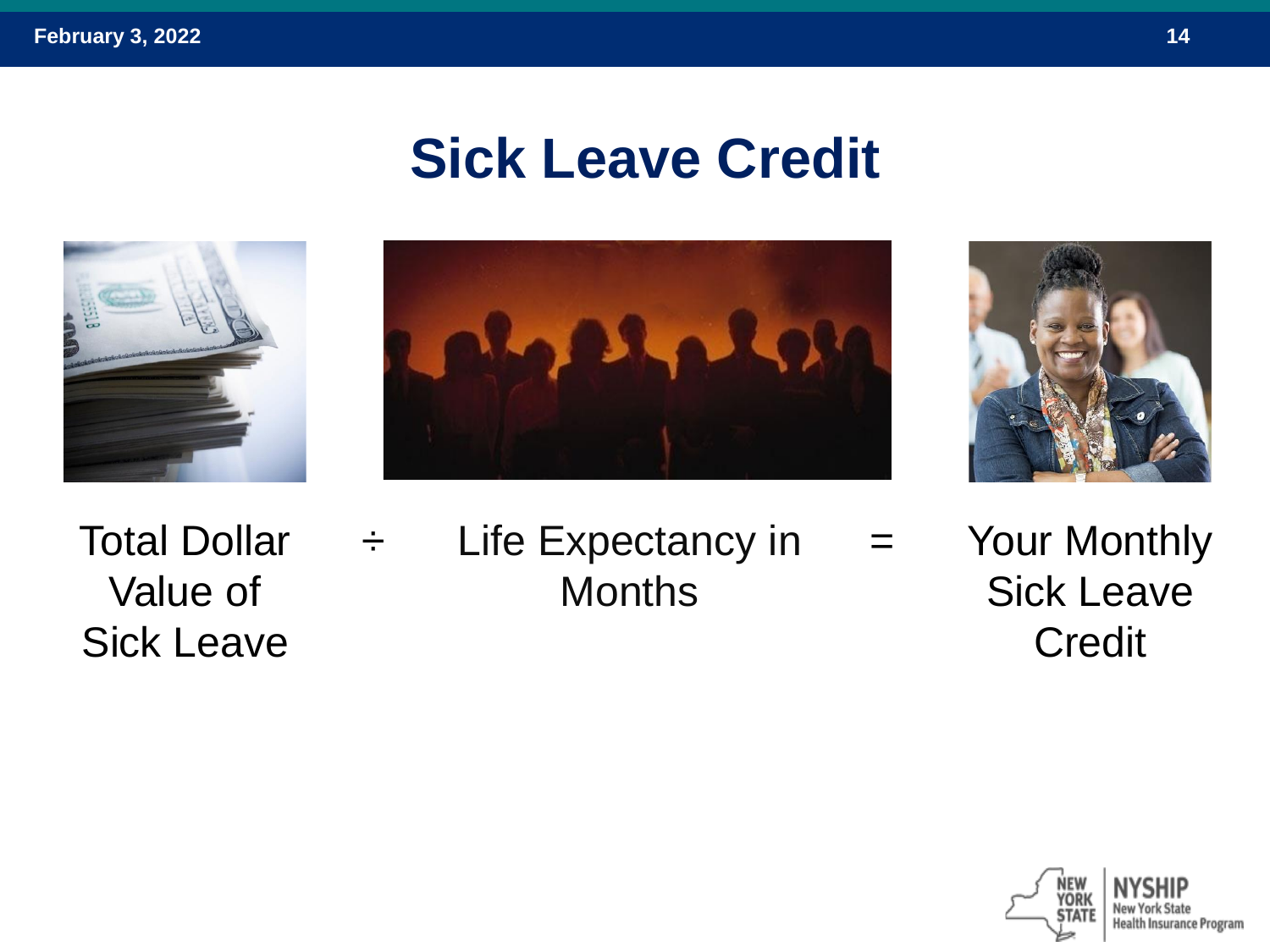# Sick Leave Credit

Total Dollar Value of Sick Leave ÷ Life Expectancy in Months = Your Monthly Sick Leave Credit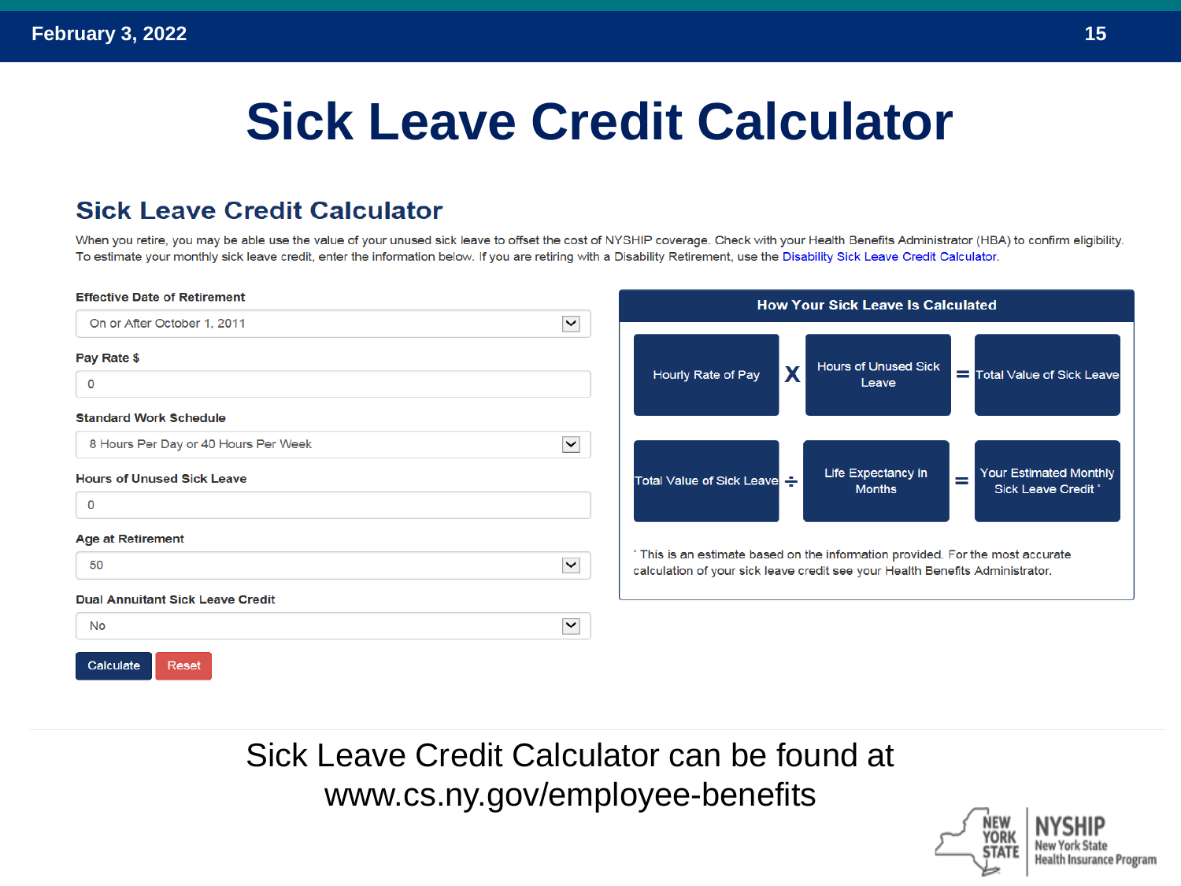# Sick Leave Credit Calculator

## Sick Leave Credit Calculator

When you retire, you may be able use the value of your unused sick leave to offset the cost of NYSHIP coverage. Check with your Health Benefits Administrator (HBA) to confirm eligibility. To estimate your monthly sick leave credit, enter the information below. If you are retiring with a Disability Retirement, use the Disability Sick Leave Credit Calculator.

**Effective Date of Retirement**

On or After October 1, 2011

**Pay Rate $**

0

**Standard Work Schedule**

8 Hours Per Day or 40 Hours Per Week

**Hours of Unused Sick Leave**

0

**Age at Retirement**

50

**Dual Annuitant Sick Leave Credit**

No

Calculate | Reset

**How Your Sick Leave Is Calculated**

Hourly Rate of Pay X Hours of Unused Sick Leave = Total Value of Sick Leave

Total Value of Sick Leave ÷ Life Expectancy in Months = Your Estimated Monthly Sick Leave Credit *

* This is an estimate based on the information provided. For the most accurate calculation of your sick leave credit see your Health Benefits Administrator.

Sick Leave Credit Calculator can be found at www.cs.ny.gov/employee-benefits

NEW YORK STATE | NYSHIP New York State Health Insurance Program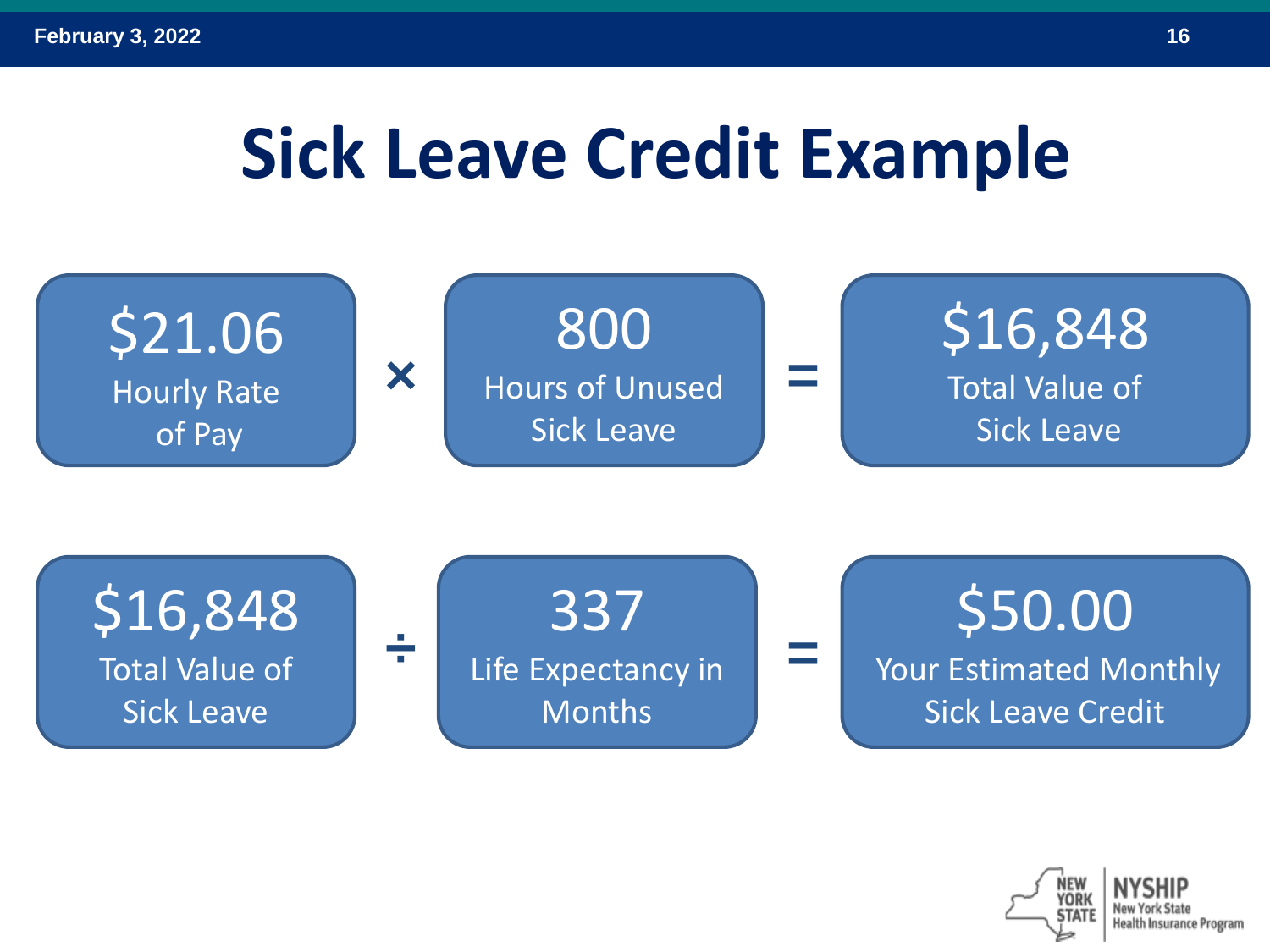# Sick Leave Credit Example

| $21.06 | × | 800 | = | $16,848 |
|---|---|---|---|---|
| Hourly Rate of Pay | | Hours of Unused Sick Leave | | Total Value of Sick Leave |

| $16,848 | ÷ | 337 | = | $50.00 |
|---|---|---|---|---|
| Total Value of Sick Leave | | Life Expectancy in Months | | Your Estimated Monthly Sick Leave Credit |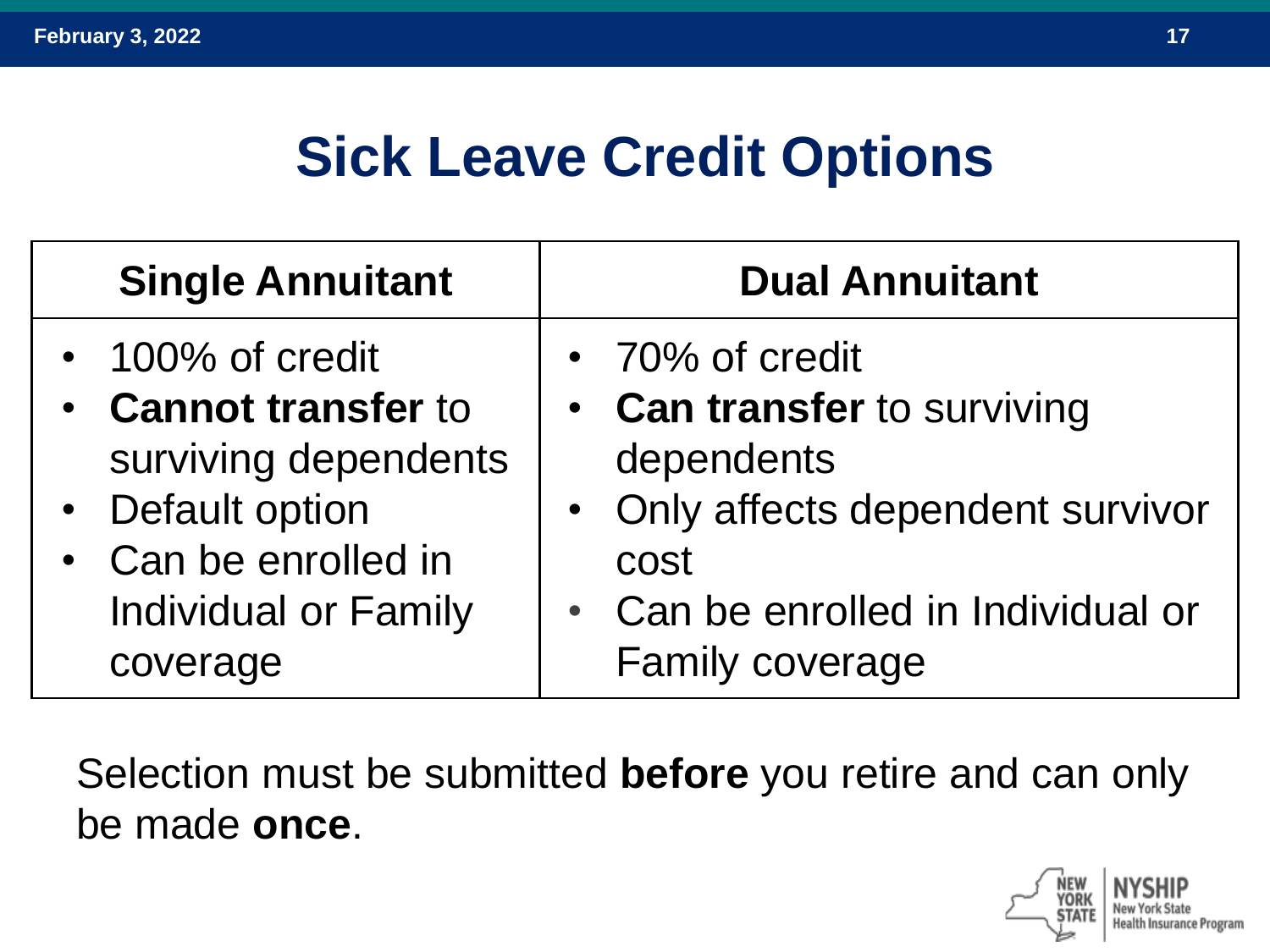# Sick Leave Credit Options

| Single Annuitant | Dual Annuitant |
| --- | --- |
| • 100% of credit<br>• **Cannot transfer** to surviving dependents<br>• Default option<br>• Can be enrolled in Individual or Family coverage | • 70% of credit<br>• **Can transfer** to surviving dependents<br>• Only affects dependent survivor cost<br>• Can be enrolled in Individual or Family coverage |

Selection must be submitted **before** you retire and can only be made **once**.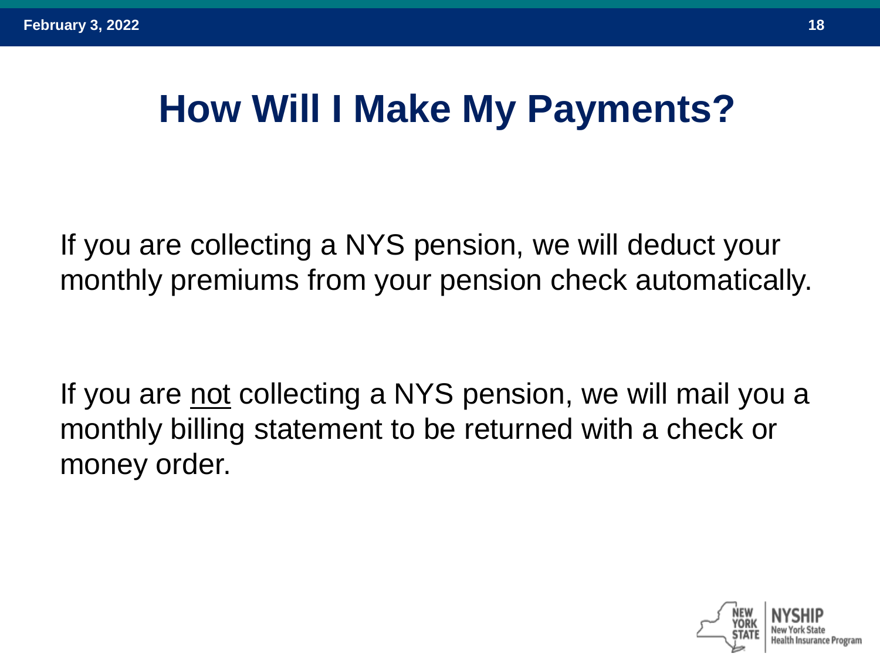# How Will I Make My Payments?

If you are collecting a NYS pension, we will deduct your monthly premiums from your pension check automatically.

If you are <u>not</u> collecting a NYS pension, we will mail you a monthly billing statement to be returned with a check or money order.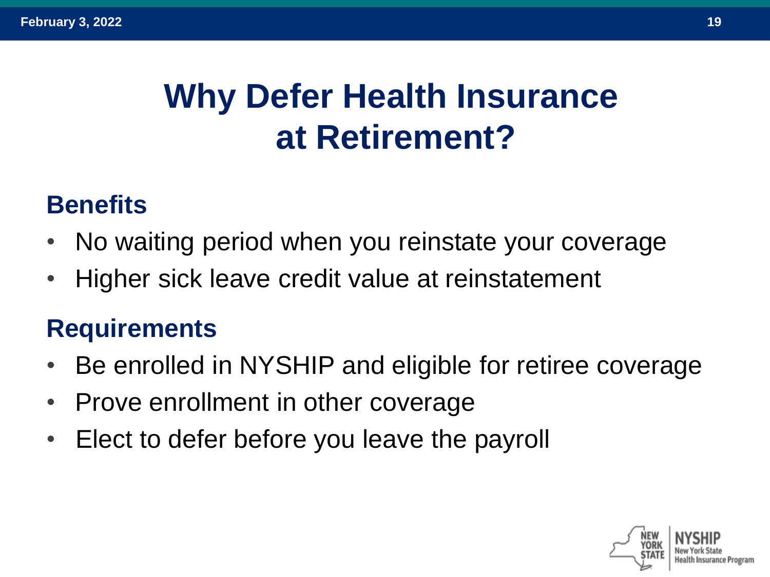# Why Defer Health Insurance at Retirement?

## Benefits

- No waiting period when you reinstate your coverage
- Higher sick leave credit value at reinstatement

## Requirements

- Be enrolled in NYSHIP and eligible for retiree coverage
- Prove enrollment in other coverage
- Elect to defer before you leave the payroll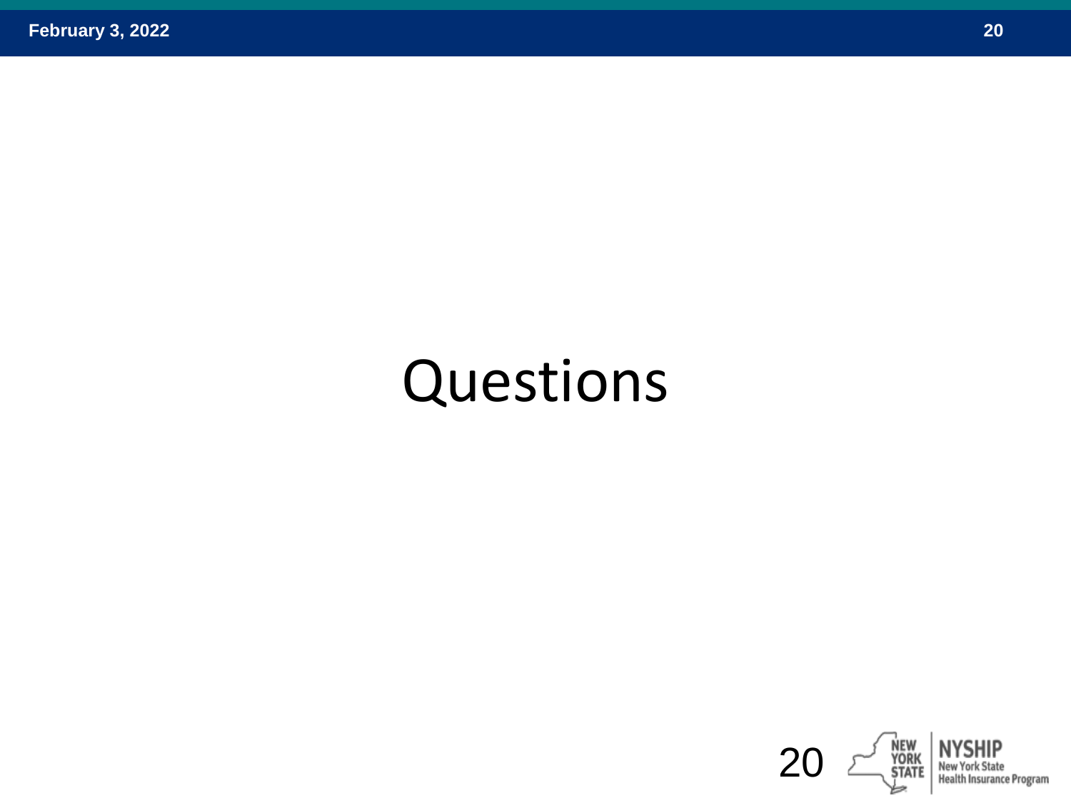# Questions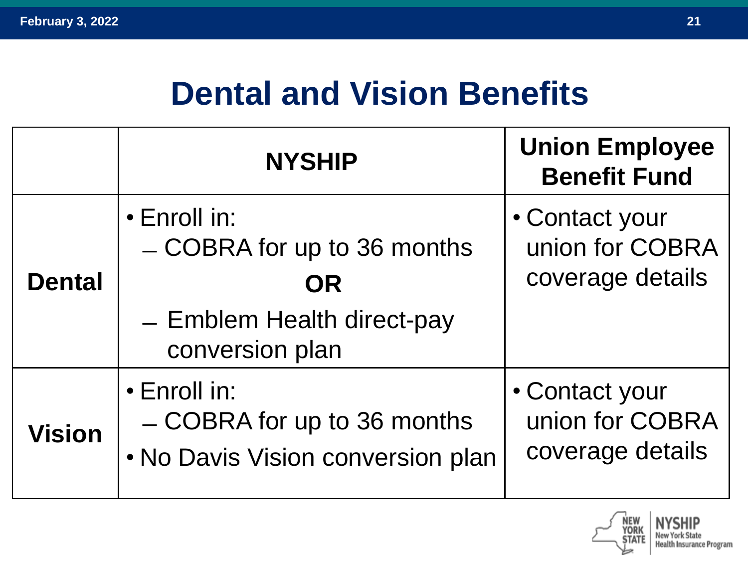# Dental and Vision Benefits

| | NYSHIP | Union Employee Benefit Fund |
|---|---|---|
| **Dental** | • Enroll in:<br>– COBRA for up to 36 months<br>**OR**<br>– Emblem Health direct-pay conversion plan | • Contact your union for COBRA coverage details |
| **Vision** | • Enroll in:<br>– COBRA for up to 36 months<br>• No Davis Vision conversion plan | • Contact your union for COBRA coverage details |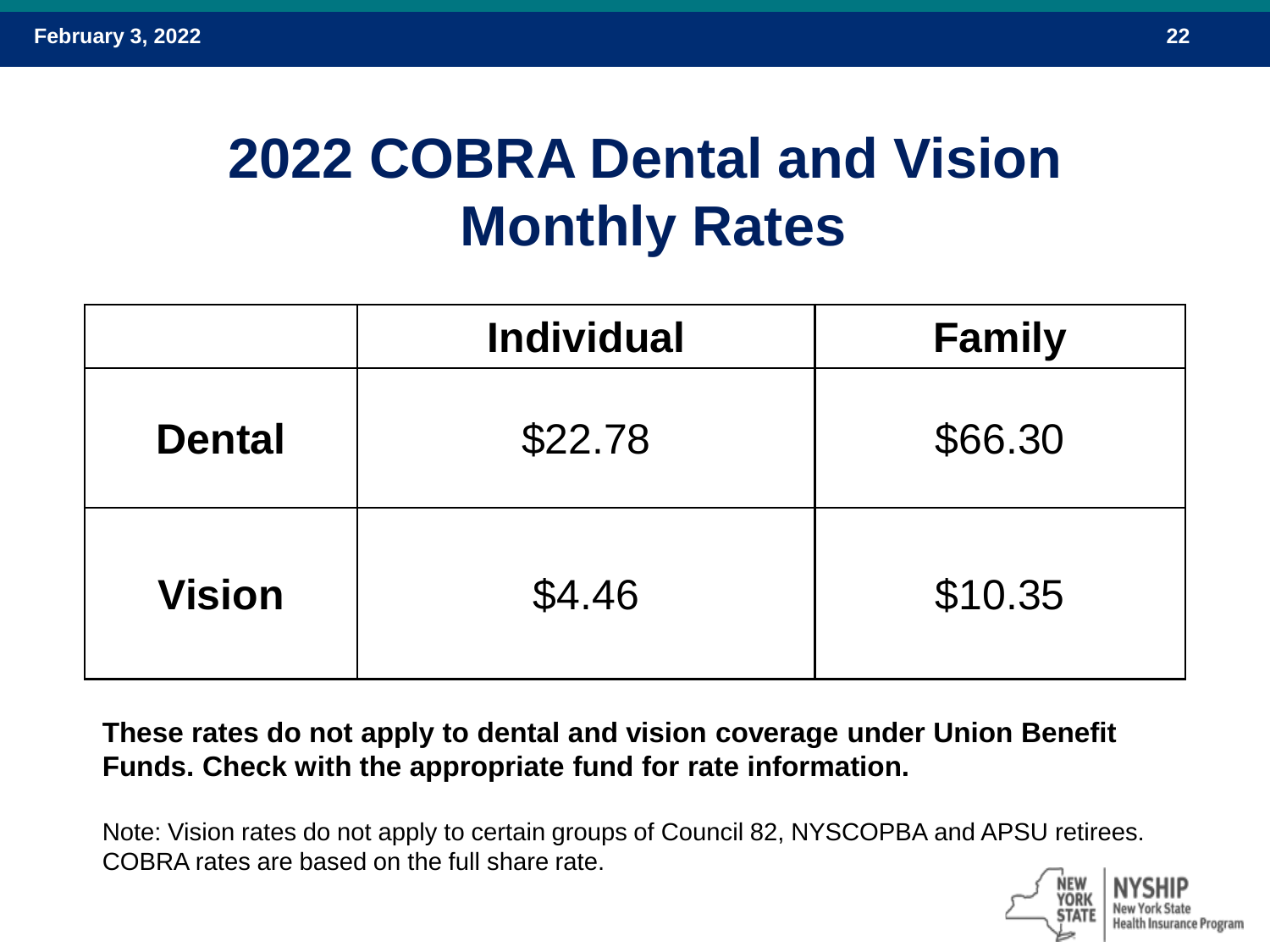# 2022 COBRA Dental and Vision Monthly Rates

| | Individual | Family |
|---|---|---|
| **Dental** | $22.78 | $66.30 |
| **Vision** | $4.46 | $10.35 |

**These rates do not apply to dental and vision coverage under Union Benefit Funds. Check with the appropriate fund for rate information.**

Note: Vision rates do not apply to certain groups of Council 82, NYSCOPBA and APSU retirees. COBRA rates are based on the full share rate.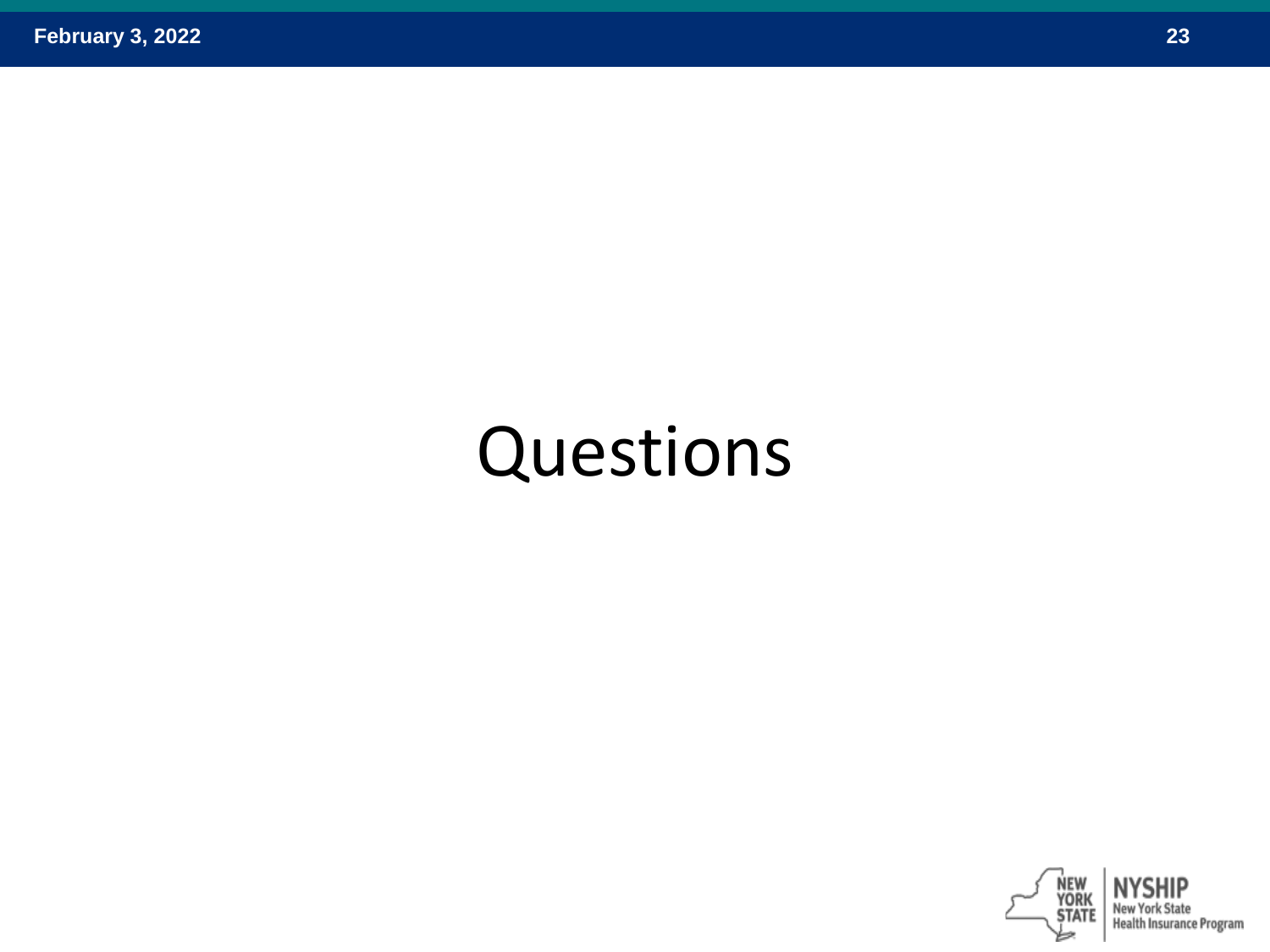# Questions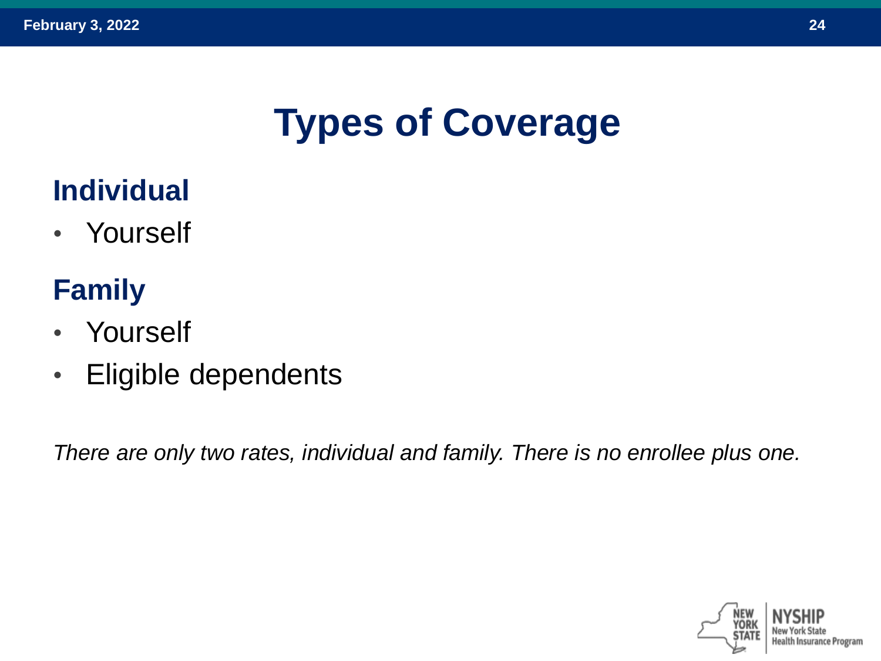# Types of Coverage

## Individual

- Yourself

## Family

- Yourself
- Eligible dependents

*There are only two rates, individual and family. There is no enrollee plus one.*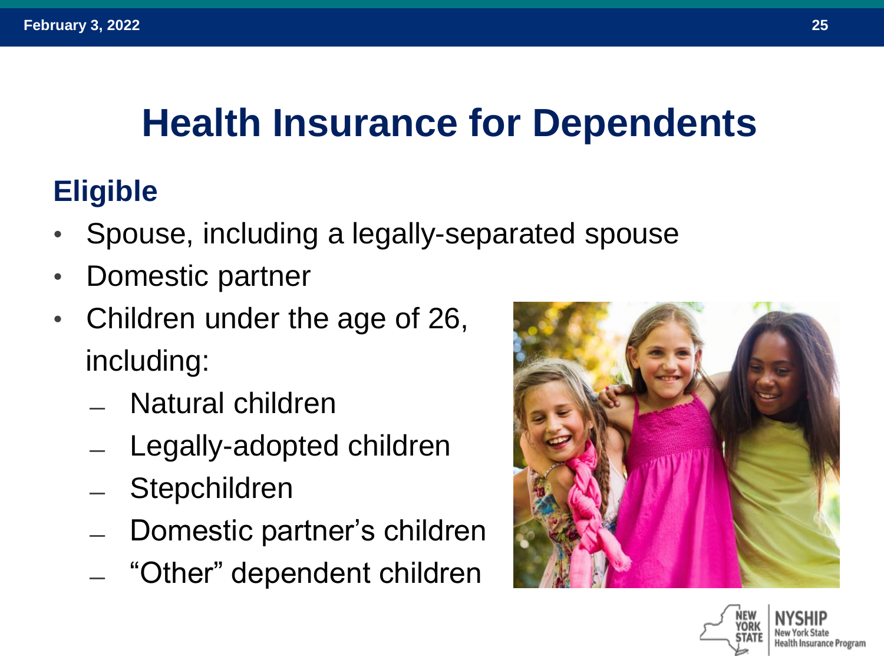# Health Insurance for Dependents

## Eligible

- Spouse, including a legally-separated spouse
- Domestic partner
- Children under the age of 26, including:
  - Natural children
  - Legally-adopted children
  - Stepchildren
  - Domestic partner's children
  - "Other" dependent children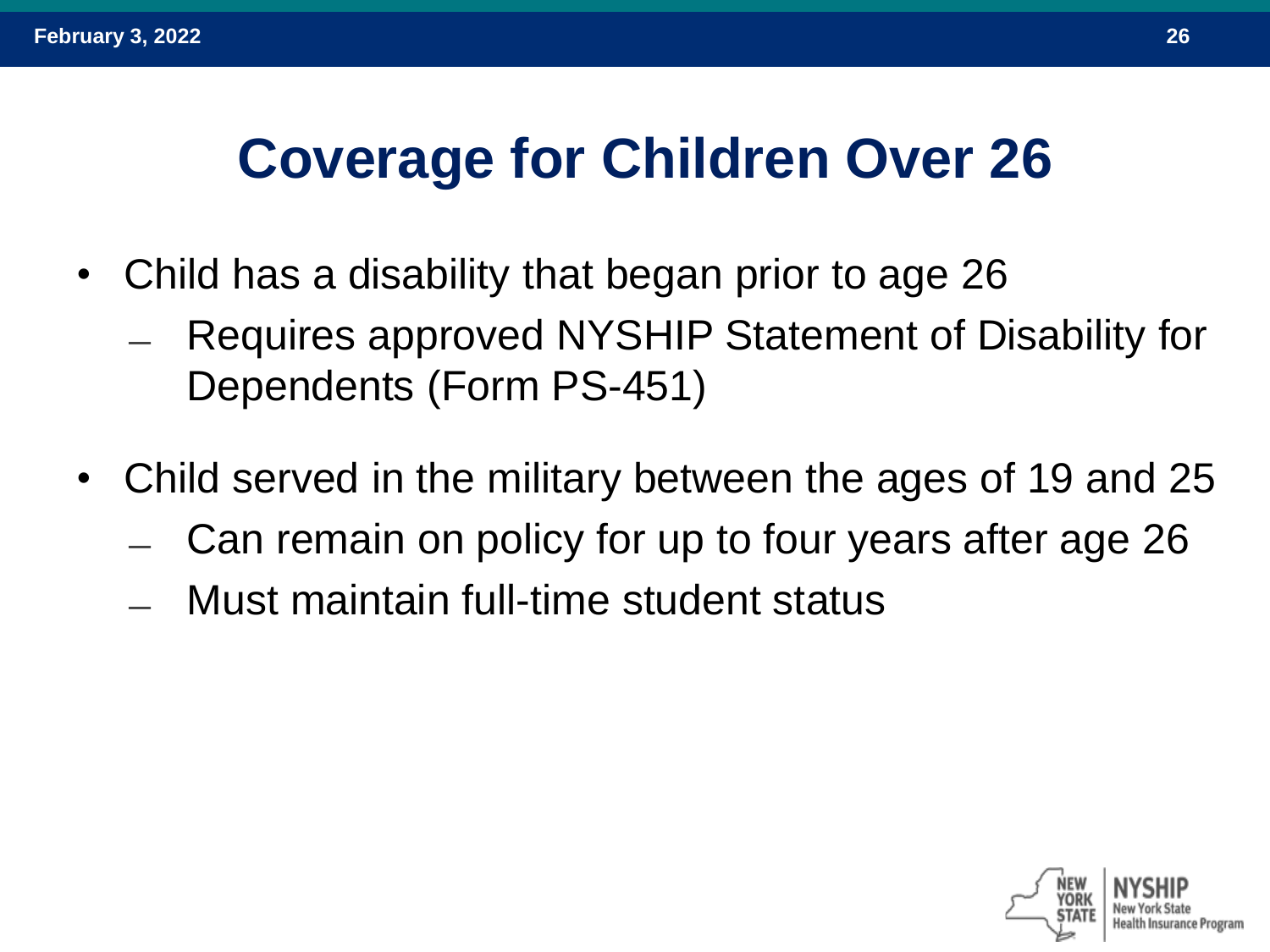# Coverage for Children Over 26

- Child has a disability that began prior to age 26
  - Requires approved NYSHIP Statement of Disability for Dependents (Form PS-451)
- Child served in the military between the ages of 19 and 25
  - Can remain on policy for up to four years after age 26
  - Must maintain full-time student status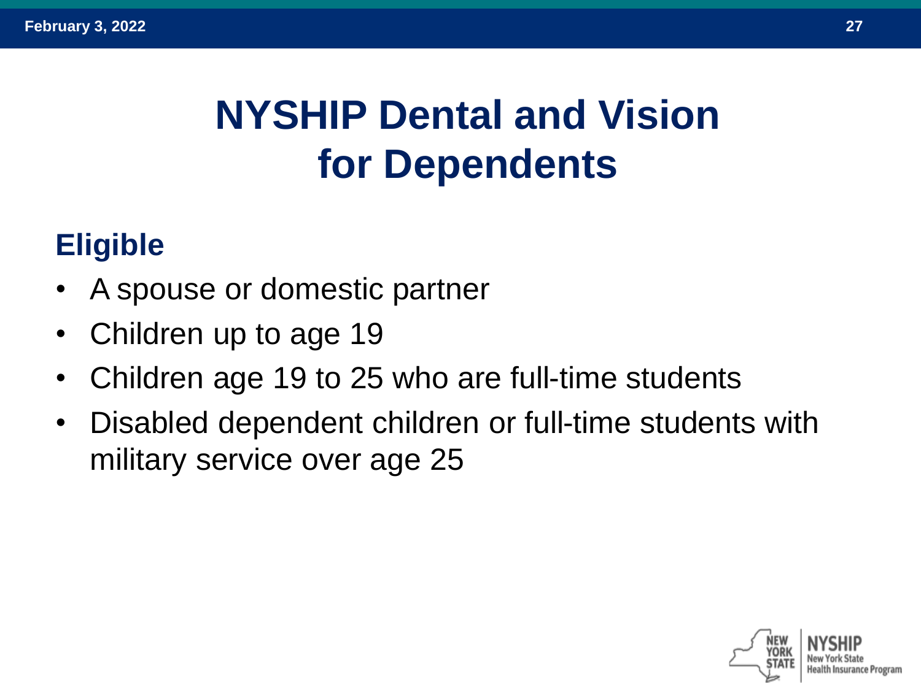# NYSHIP Dental and Vision for Dependents

## Eligible

- A spouse or domestic partner
- Children up to age 19
- Children age 19 to 25 who are full-time students
- Disabled dependent children or full-time students with military service over age 25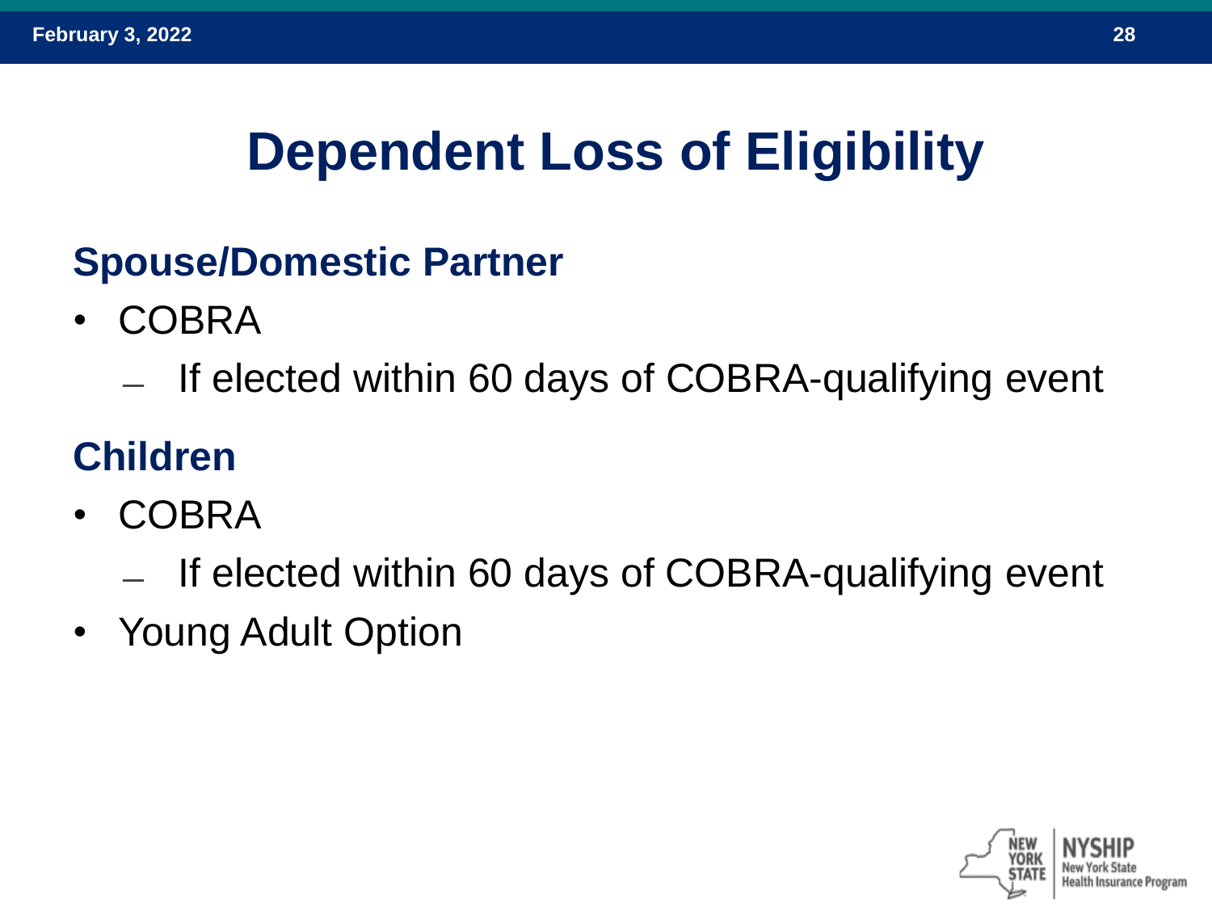# Dependent Loss of Eligibility

## Spouse/Domestic Partner

- COBRA
  - If elected within 60 days of COBRA-qualifying event

## Children

- COBRA
  - If elected within 60 days of COBRA-qualifying event
- Young Adult Option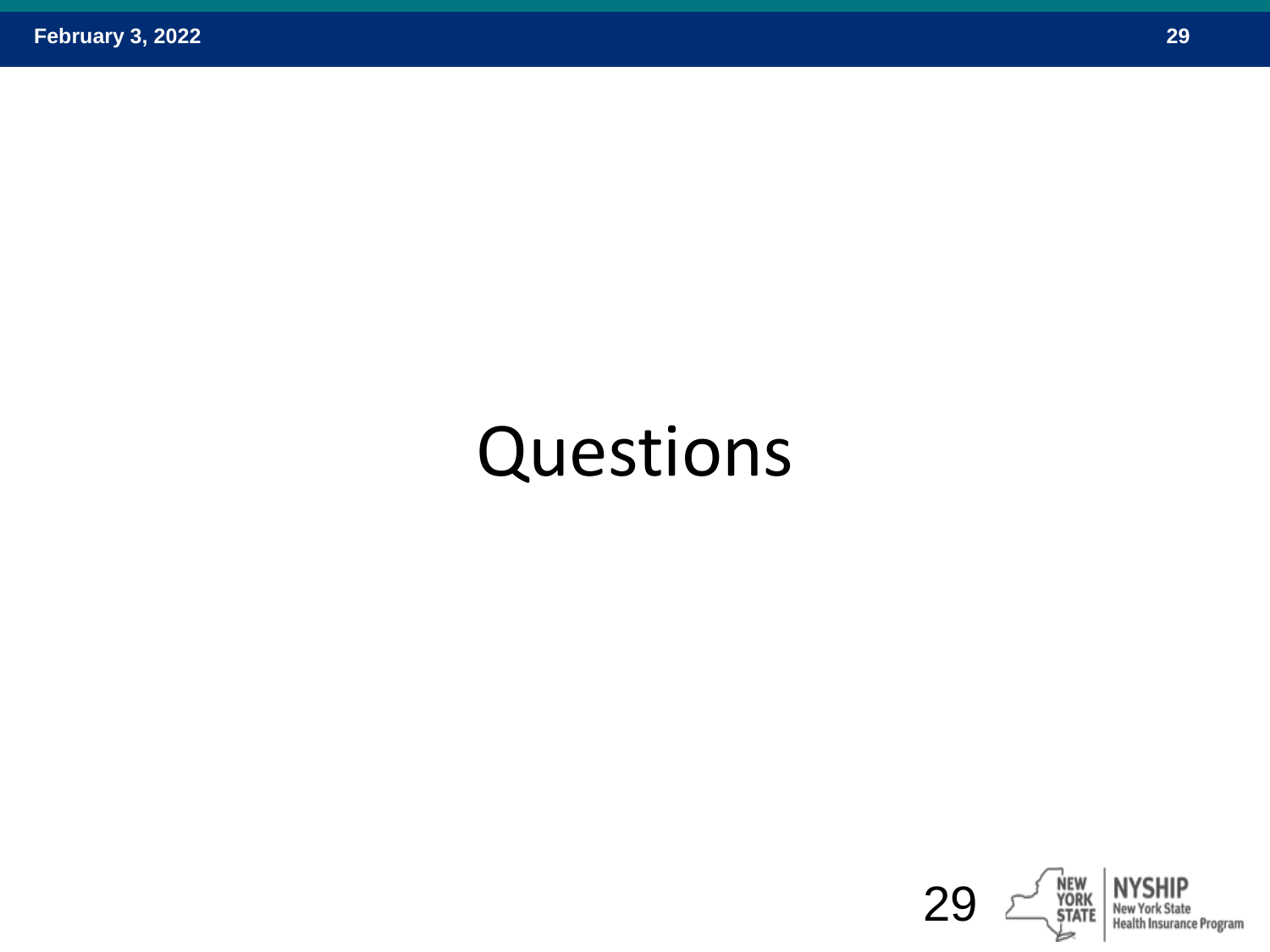# Questions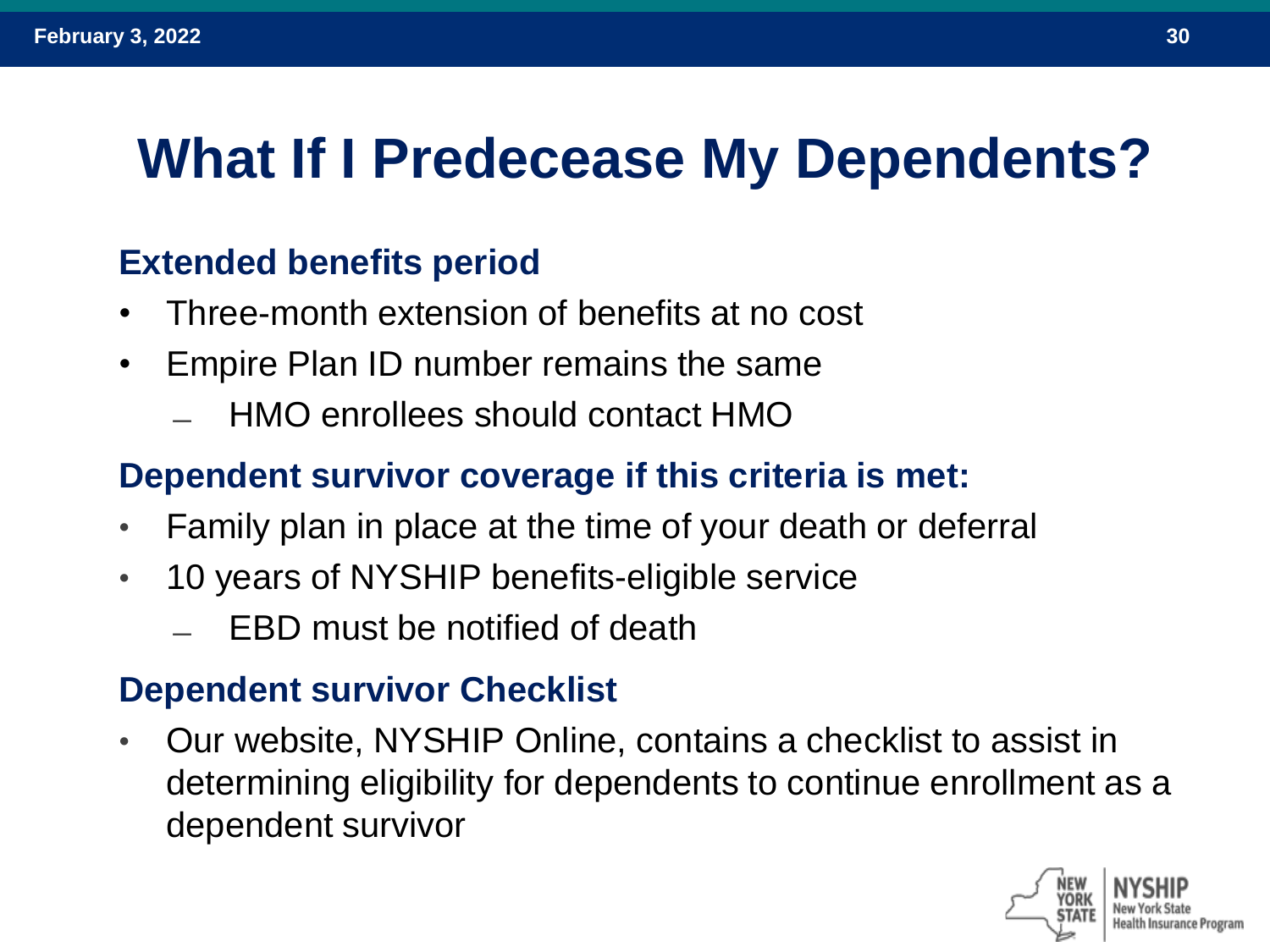# What If I Predecease My Dependents?

### Extended benefits period

- Three-month extension of benefits at no cost
- Empire Plan ID number remains the same
  - HMO enrollees should contact HMO

### Dependent survivor coverage if this criteria is met:

- Family plan in place at the time of your death or deferral
- 10 years of NYSHIP benefits-eligible service
  - EBD must be notified of death

### Dependent survivor Checklist

- Our website, NYSHIP Online, contains a checklist to assist in determining eligibility for dependents to continue enrollment as a dependent survivor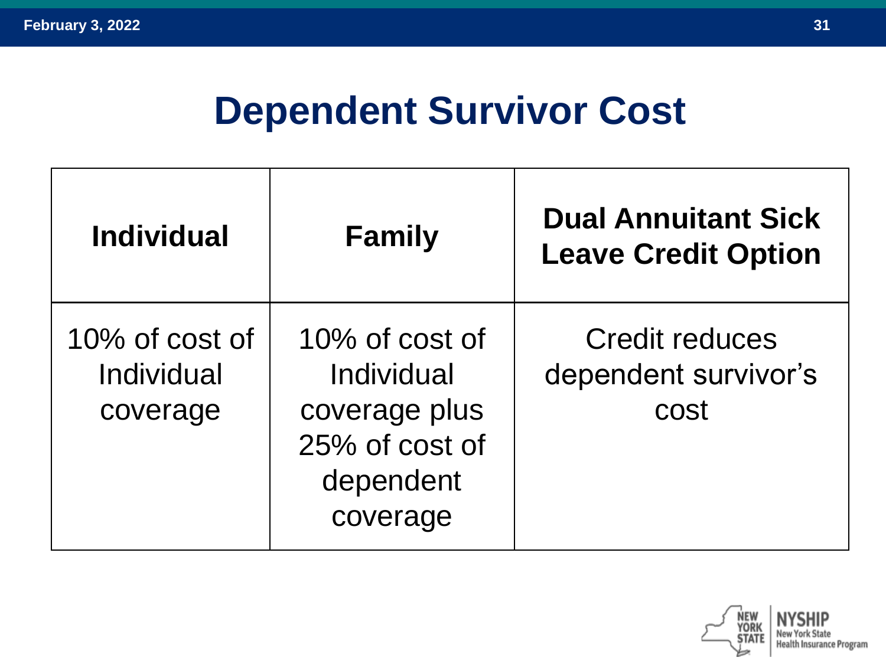# Dependent Survivor Cost

| Individual | Family | Dual Annuitant Sick Leave Credit Option |
|---|---|---|
| 10% of cost of Individual coverage | 10% of cost of Individual coverage plus 25% of cost of dependent coverage | Credit reduces dependent survivor's cost |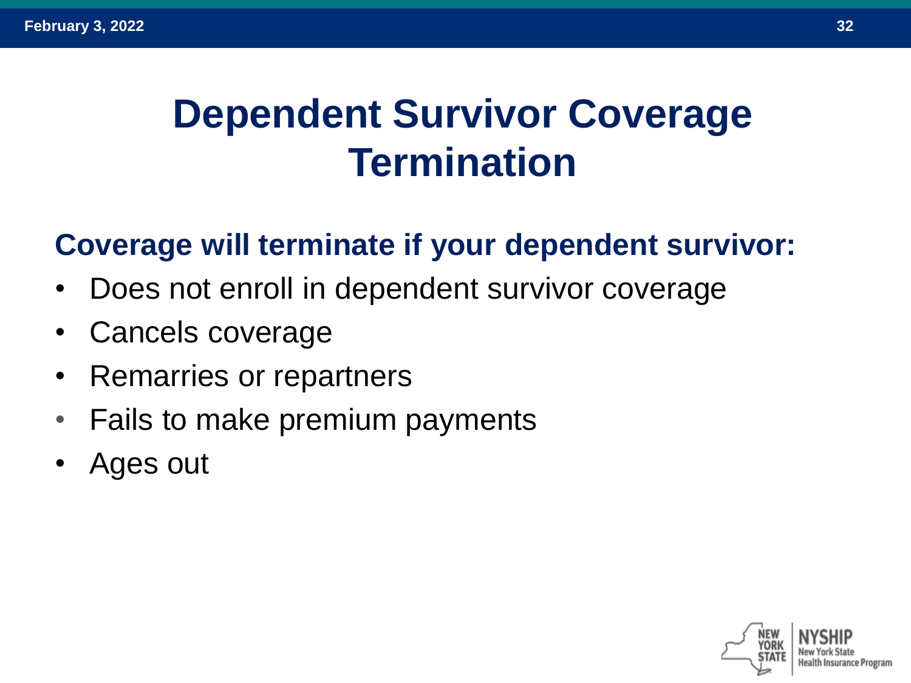# Dependent Survivor Coverage Termination

**Coverage will terminate if your dependent survivor:**

- Does not enroll in dependent survivor coverage
- Cancels coverage
- Remarries or repartners
- Fails to make premium payments
- Ages out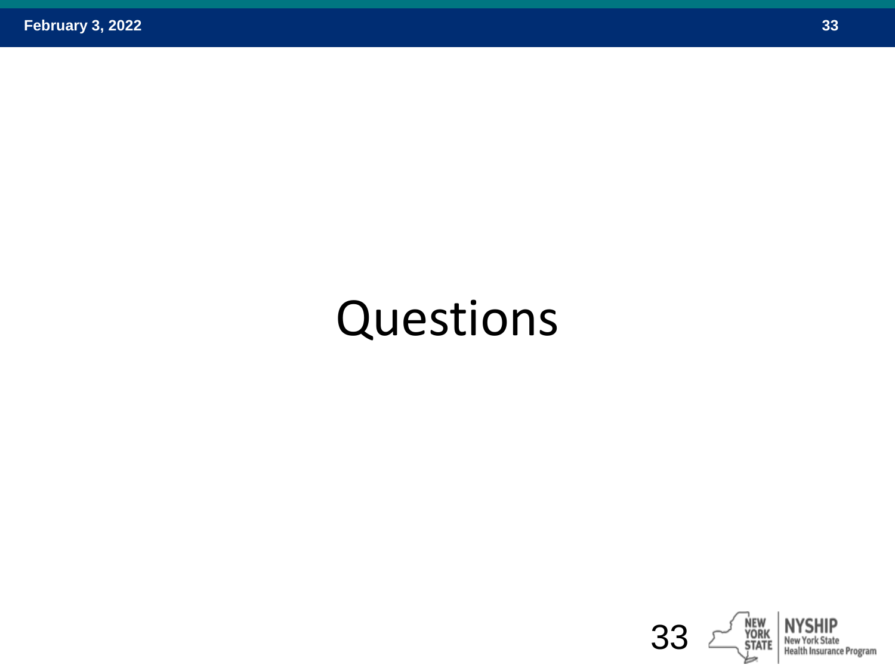# Questions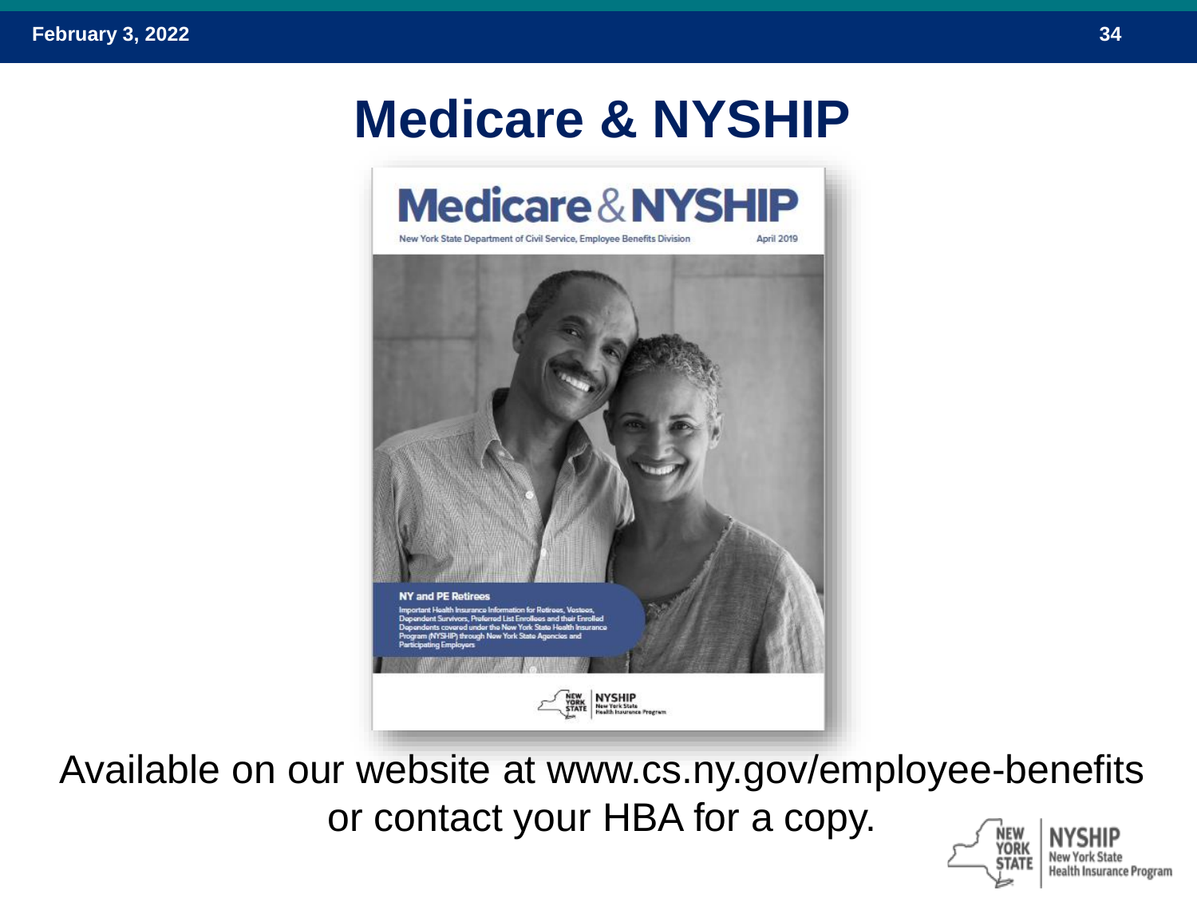# Medicare & NYSHIP

Medicare & NYSHIP

New York State Department of Civil Service, Employee Benefits Division

April 2019

NY and PE Retirees

Important Health Insurance Information for Retirees, Vestees, Dependent Survivors, Preferred List Enrollees and their Enrolled Dependents covered under the New York State Health Insurance Program (NYSHIP) through New York State Agencies and Participating Employers

Available on our website at www.cs.ny.gov/employee-benefits or contact your HBA for a copy.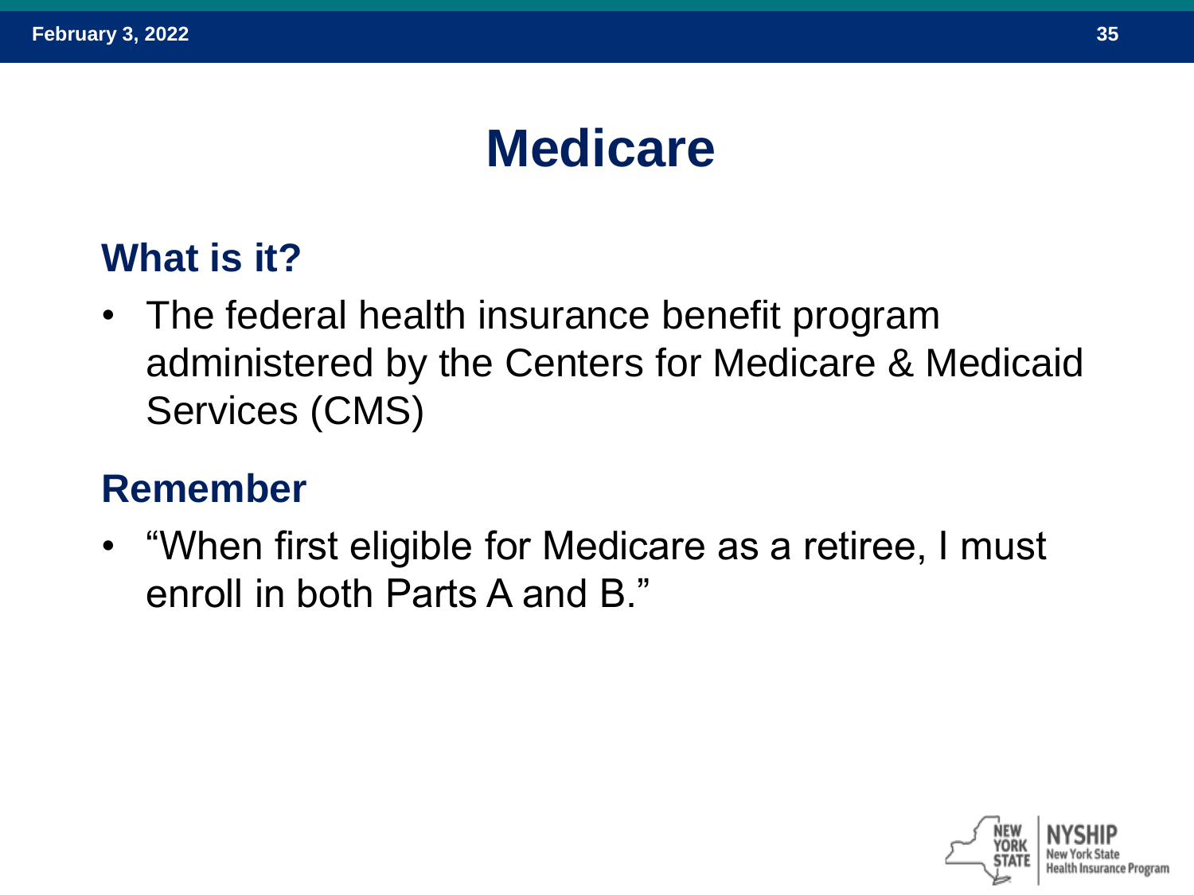# Medicare

## What is it?

- The federal health insurance benefit program administered by the Centers for Medicare & Medicaid Services (CMS)

## Remember

- "When first eligible for Medicare as a retiree, I must enroll in both Parts A and B."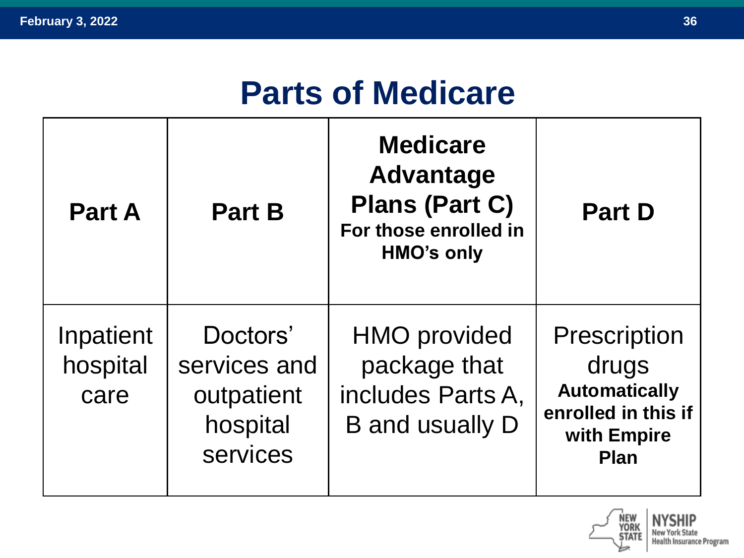# Parts of Medicare

| Part A | Part B | Medicare Advantage Plans (Part C) For those enrolled in HMO's only | Part D |
|---|---|---|---|
| Inpatient hospital care | Doctors' services and outpatient hospital services | HMO provided package that includes Parts A, B and usually D | Prescription drugs **Automatically enrolled in this if with Empire Plan** |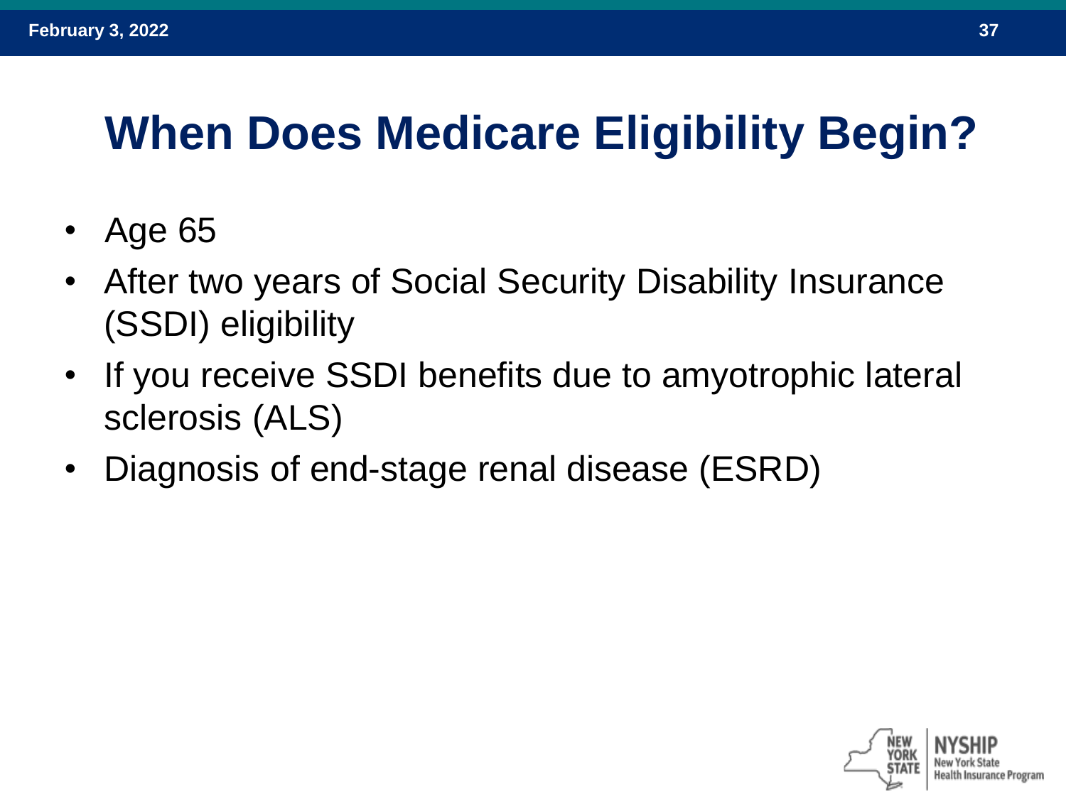# When Does Medicare Eligibility Begin?

- Age 65
- After two years of Social Security Disability Insurance (SSDI) eligibility
- If you receive SSDI benefits due to amyotrophic lateral sclerosis (ALS)
- Diagnosis of end-stage renal disease (ESRD)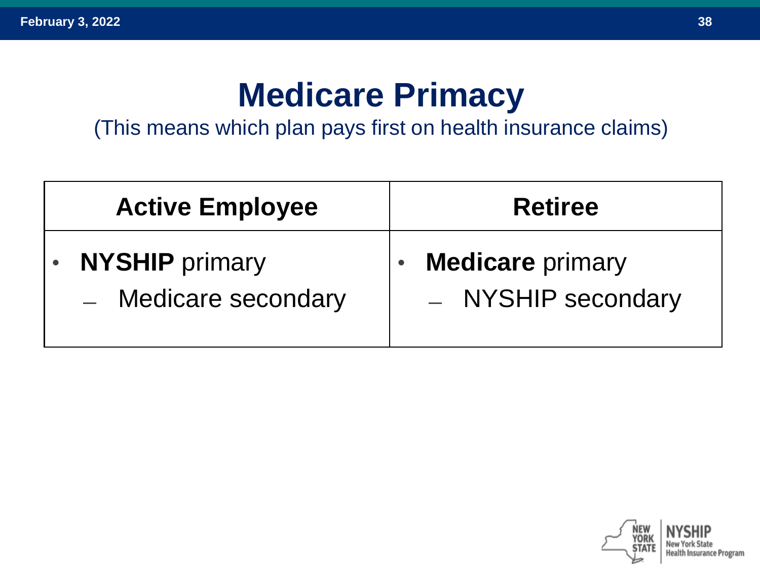# Medicare Primacy

(This means which plan pays first on health insurance claims)

| Active Employee | Retiree |
| --- | --- |
| • **NYSHIP** primary<br>– Medicare secondary | • **Medicare** primary<br>– NYSHIP secondary |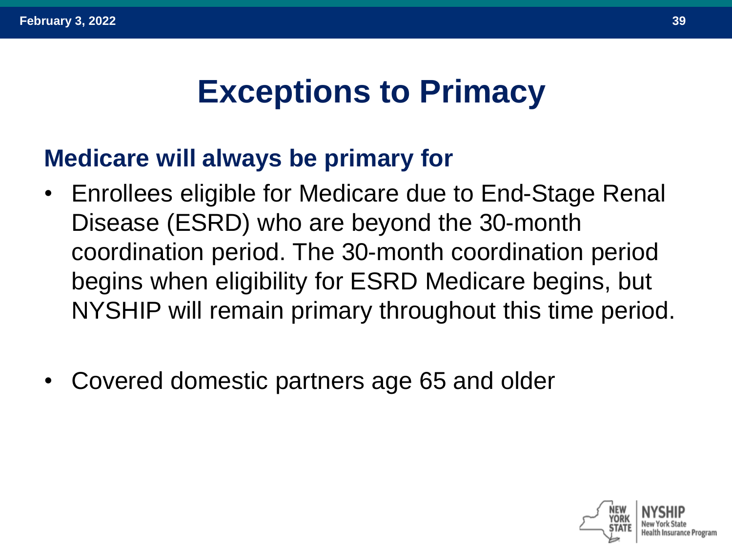# Exceptions to Primacy

## Medicare will always be primary for

- Enrollees eligible for Medicare due to End-Stage Renal Disease (ESRD) who are beyond the 30-month coordination period. The 30-month coordination period begins when eligibility for ESRD Medicare begins, but NYSHIP will remain primary throughout this time period.

- Covered domestic partners age 65 and older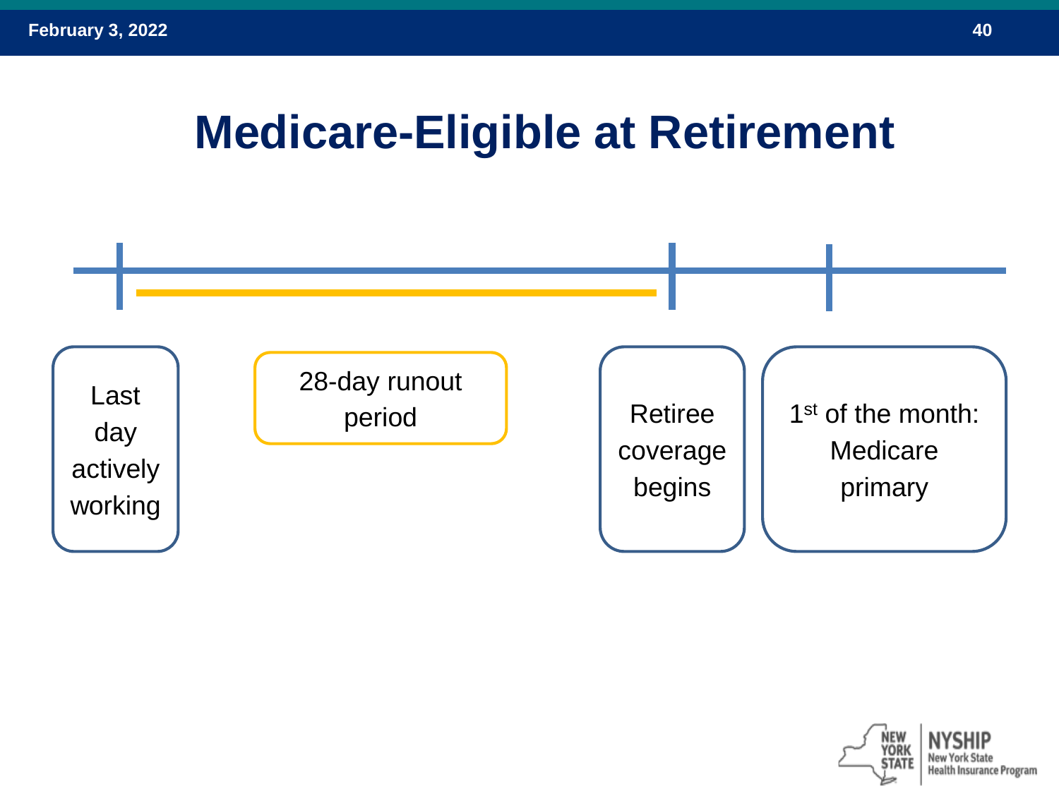# Medicare-Eligible at Retirement

- Last day actively working
- 28-day runout period
- Retiree coverage begins
- 1st of the month: Medicare primary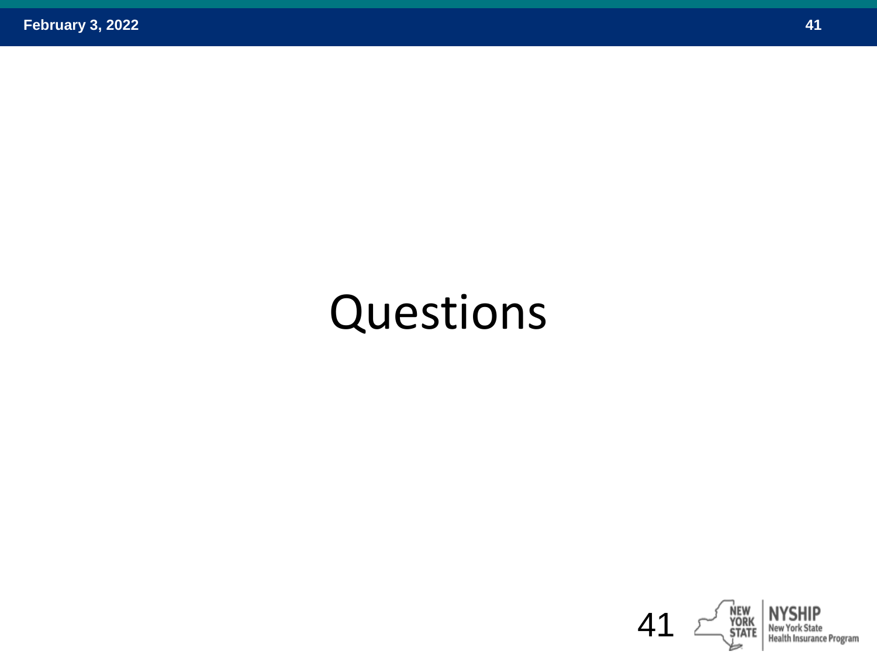# Questions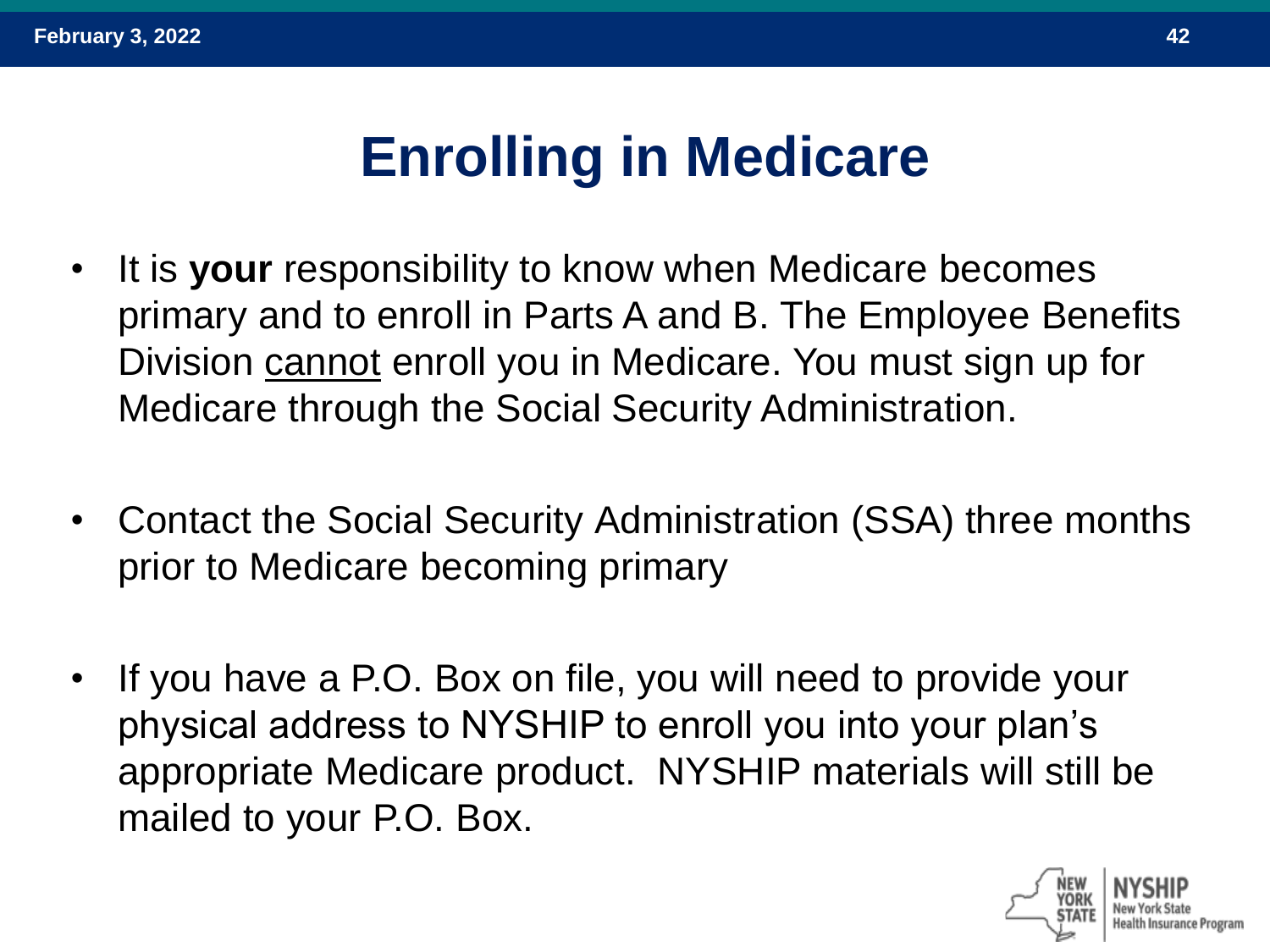# Enrolling in Medicare

- It is **your** responsibility to know when Medicare becomes primary and to enroll in Parts A and B. The Employee Benefits Division <u>cannot</u> enroll you in Medicare. You must sign up for Medicare through the Social Security Administration.

- Contact the Social Security Administration (SSA) three months prior to Medicare becoming primary

- If you have a P.O. Box on file, you will need to provide your physical address to NYSHIP to enroll you into your plan's appropriate Medicare product. NYSHIP materials will still be mailed to your P.O. Box.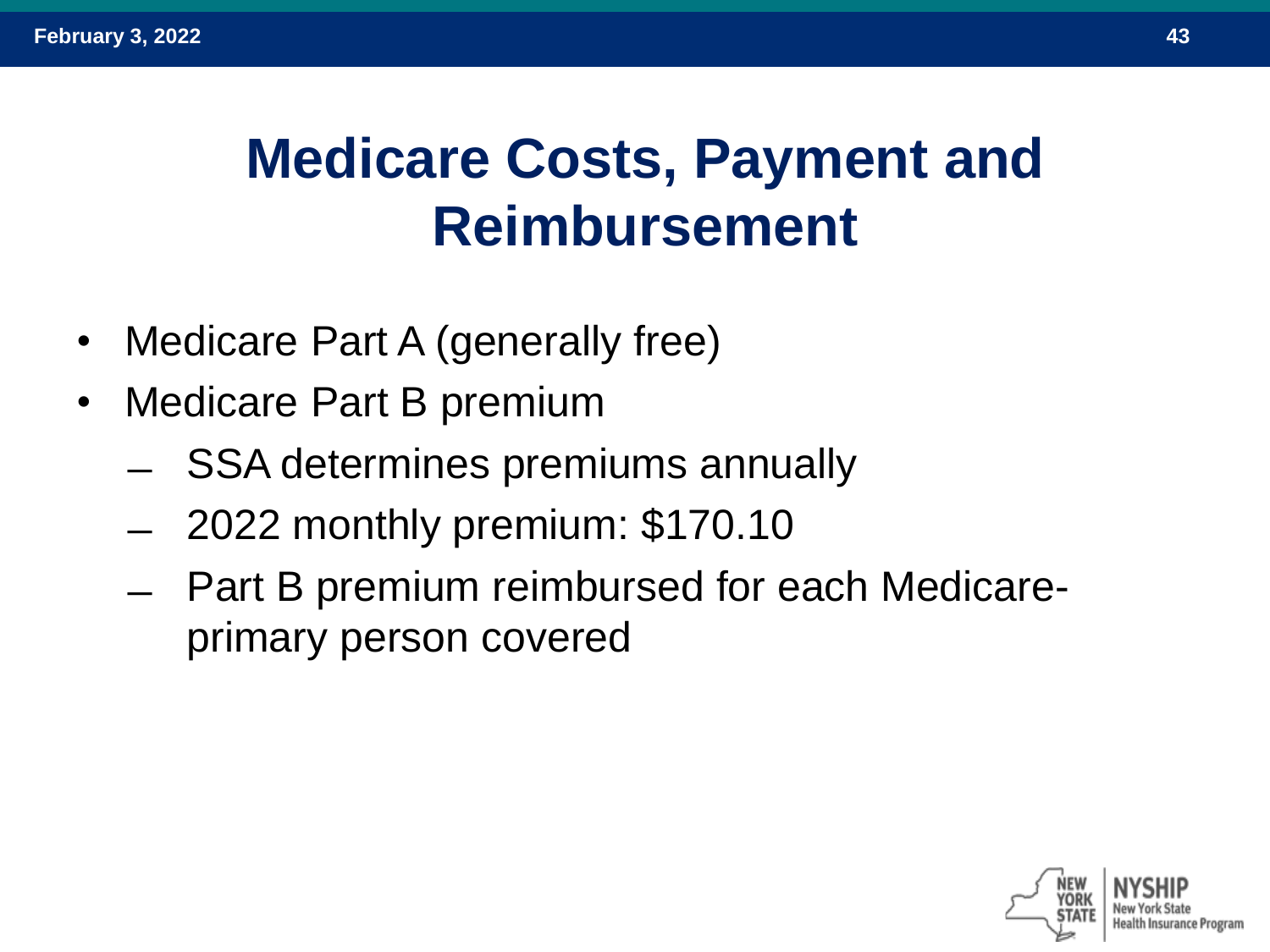# Medicare Costs, Payment and Reimbursement

- Medicare Part A (generally free)
- Medicare Part B premium
  - SSA determines premiums annually
  - 2022 monthly premium: $170.10
  - Part B premium reimbursed for each Medicare-primary person covered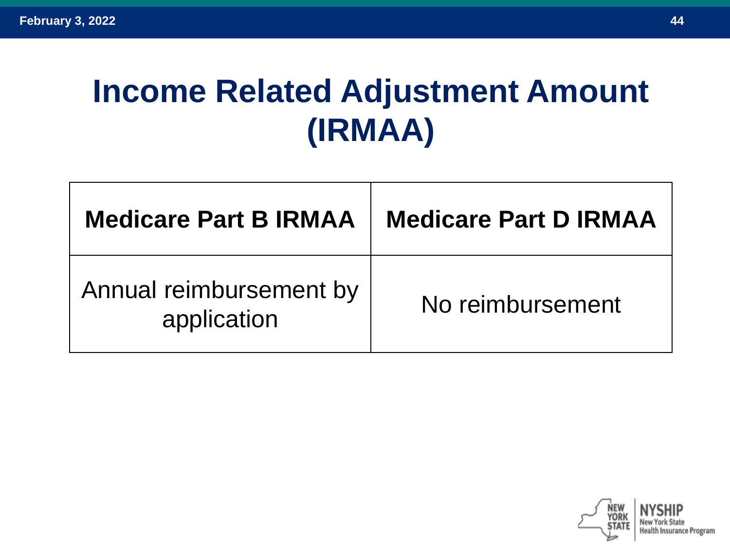# Income Related Adjustment Amount (IRMAA)

| Medicare Part B IRMAA | Medicare Part D IRMAA |
|---|---|
| Annual reimbursement by application | No reimbursement |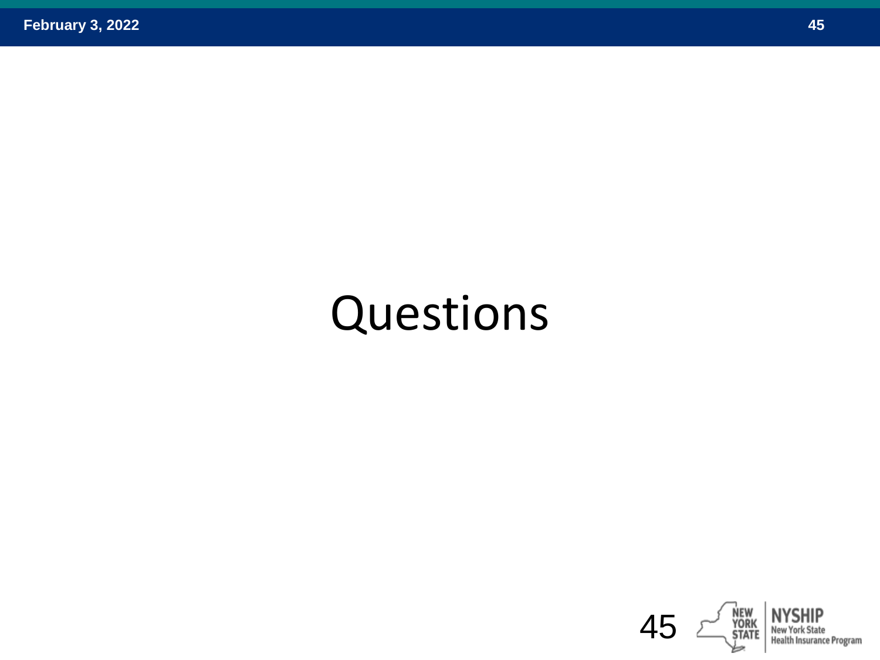# Questions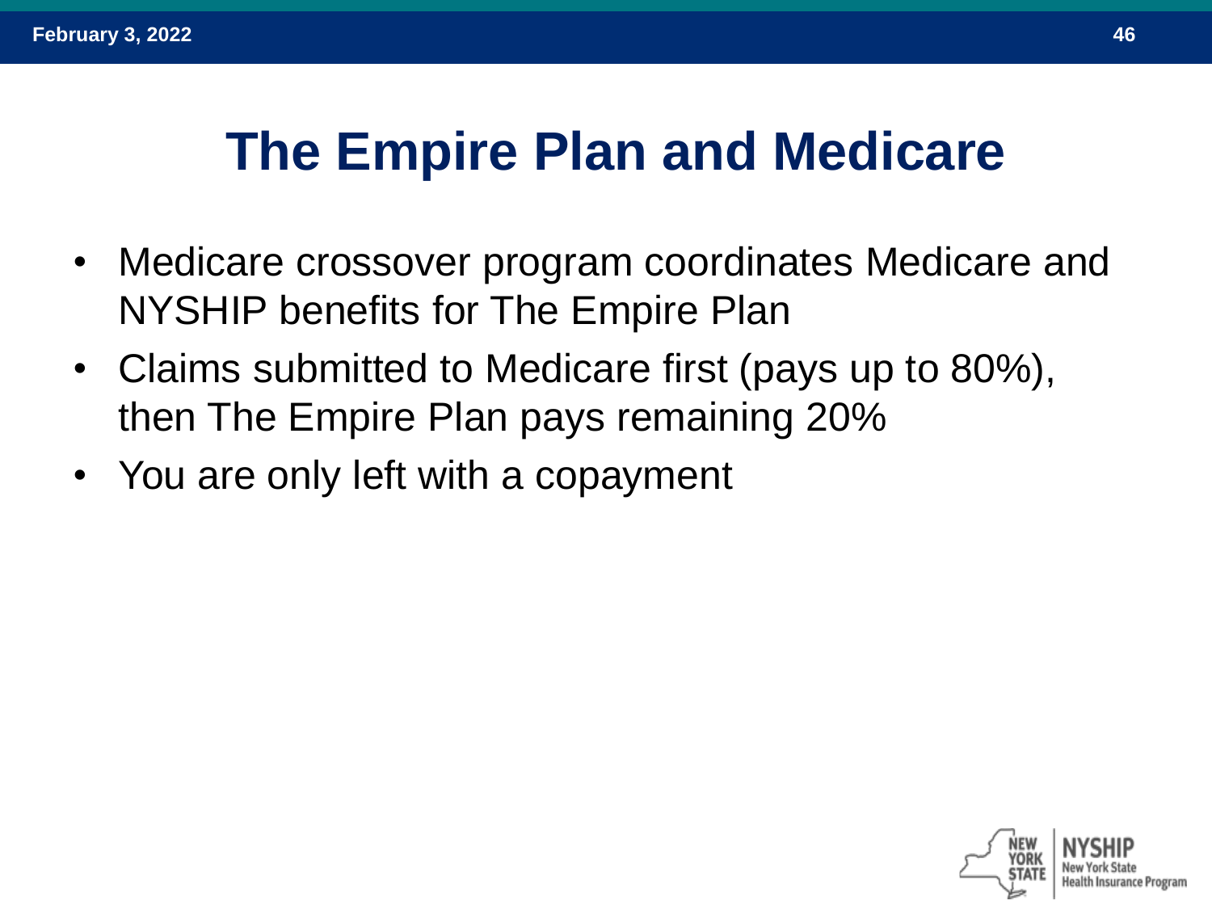# The Empire Plan and Medicare

- Medicare crossover program coordinates Medicare and NYSHIP benefits for The Empire Plan
- Claims submitted to Medicare first (pays up to 80%), then The Empire Plan pays remaining 20%
- You are only left with a copayment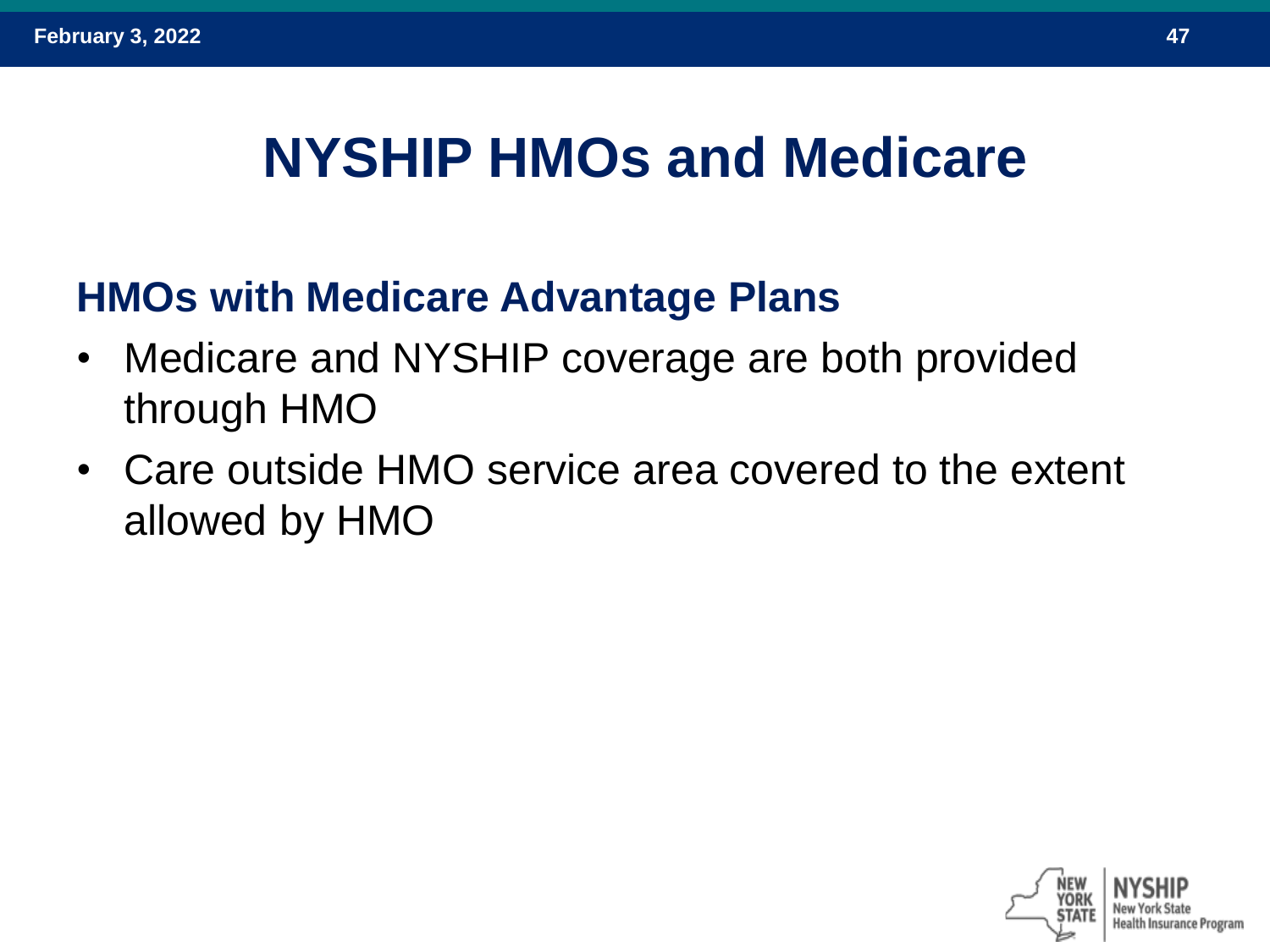# NYSHIP HMOs and Medicare

## HMOs with Medicare Advantage Plans

- Medicare and NYSHIP coverage are both provided through HMO
- Care outside HMO service area covered to the extent allowed by HMO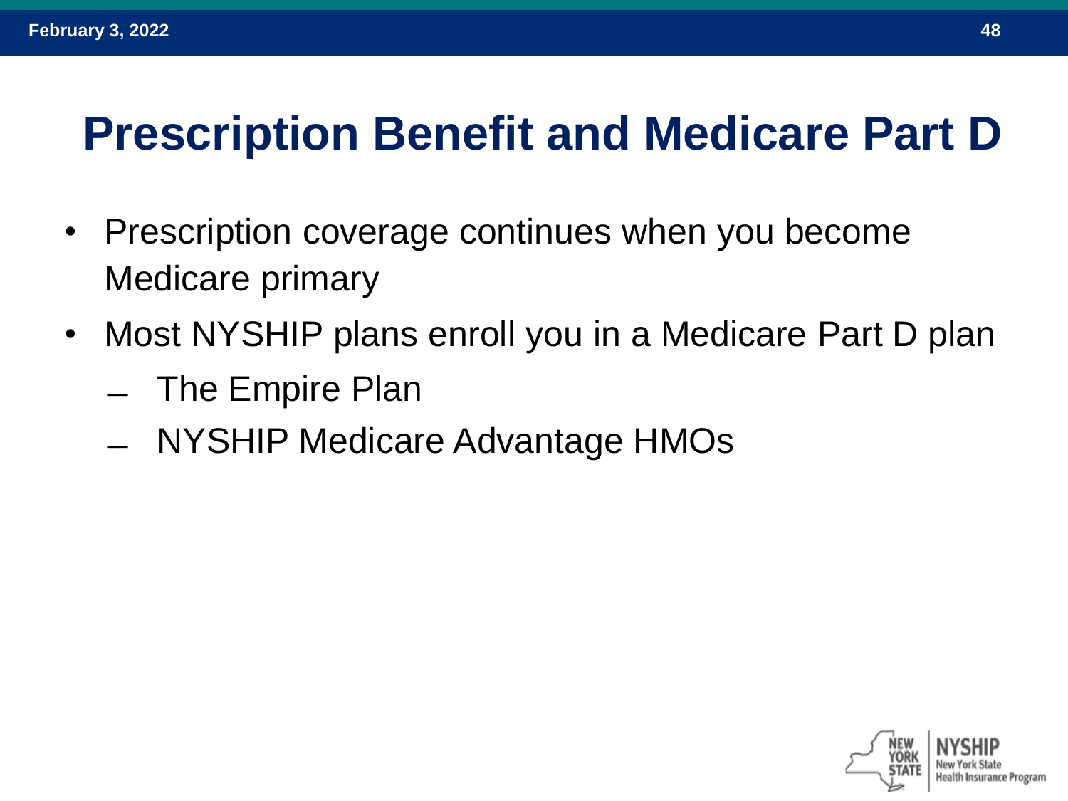# Prescription Benefit and Medicare Part D

- Prescription coverage continues when you become Medicare primary
- Most NYSHIP plans enroll you in a Medicare Part D plan
  - The Empire Plan
  - NYSHIP Medicare Advantage HMOs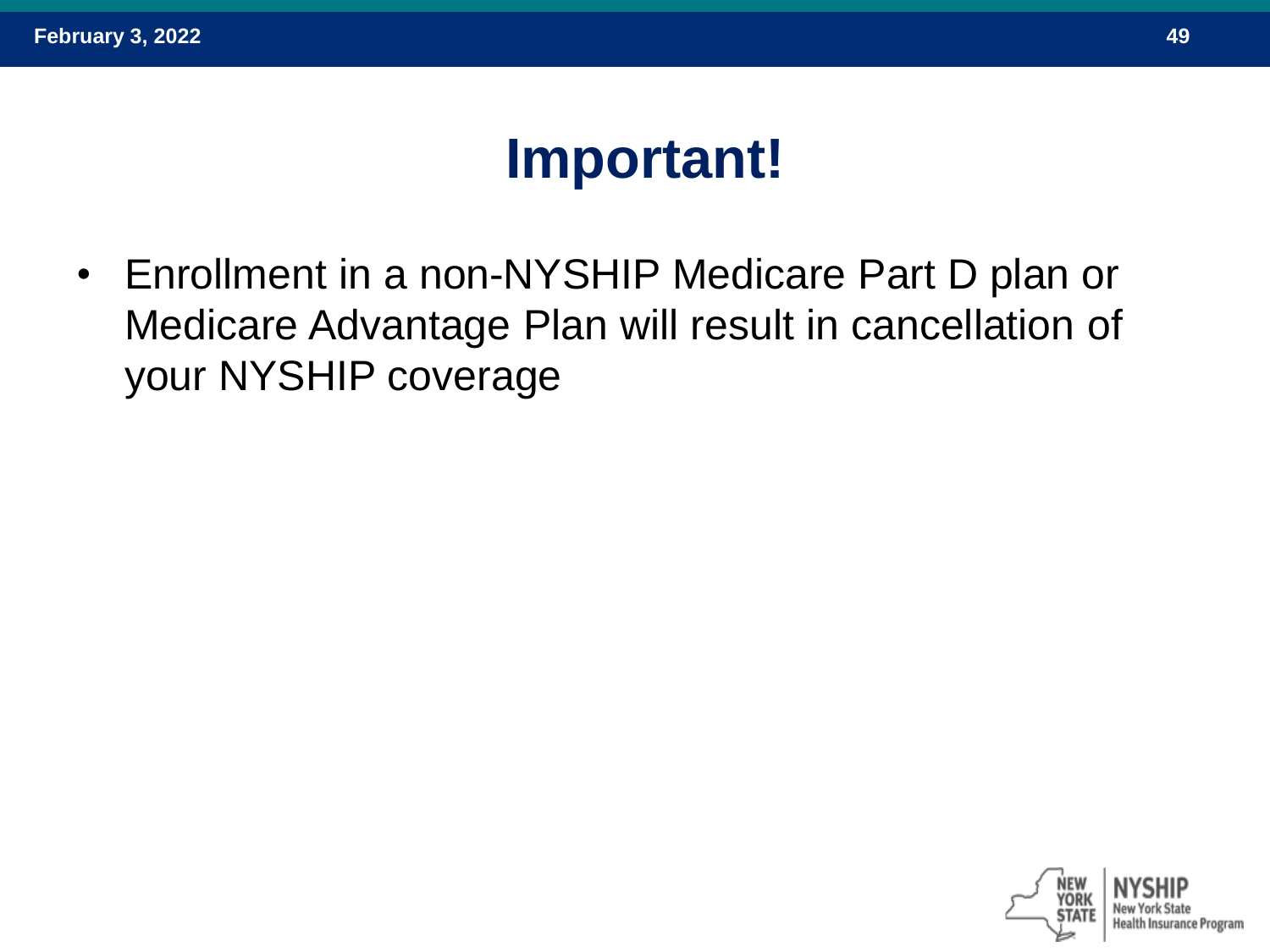# Important!

- Enrollment in a non-NYSHIP Medicare Part D plan or Medicare Advantage Plan will result in cancellation of your NYSHIP coverage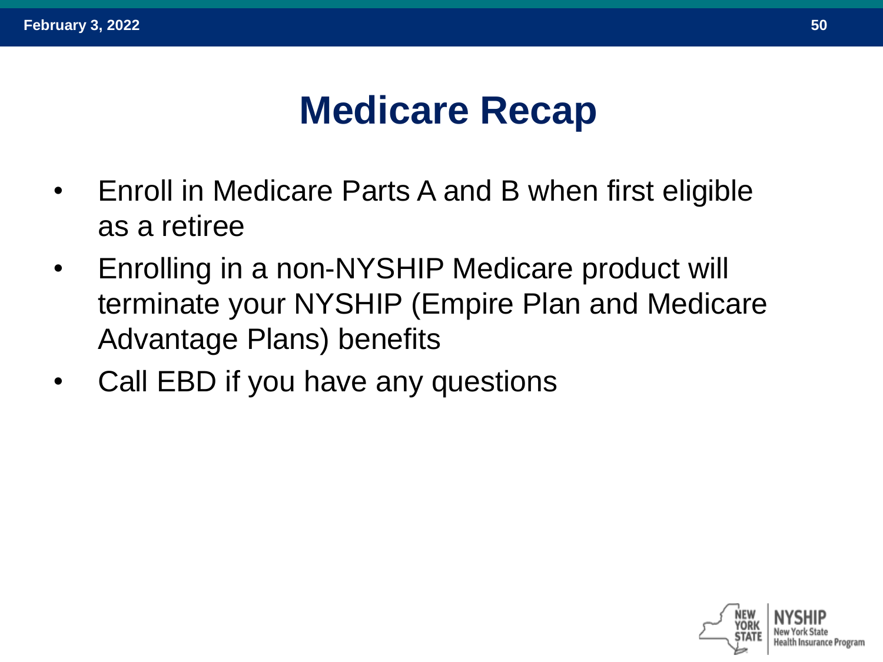# Medicare Recap

- Enroll in Medicare Parts A and B when first eligible as a retiree
- Enrolling in a non-NYSHIP Medicare product will terminate your NYSHIP (Empire Plan and Medicare Advantage Plans) benefits
- Call EBD if you have any questions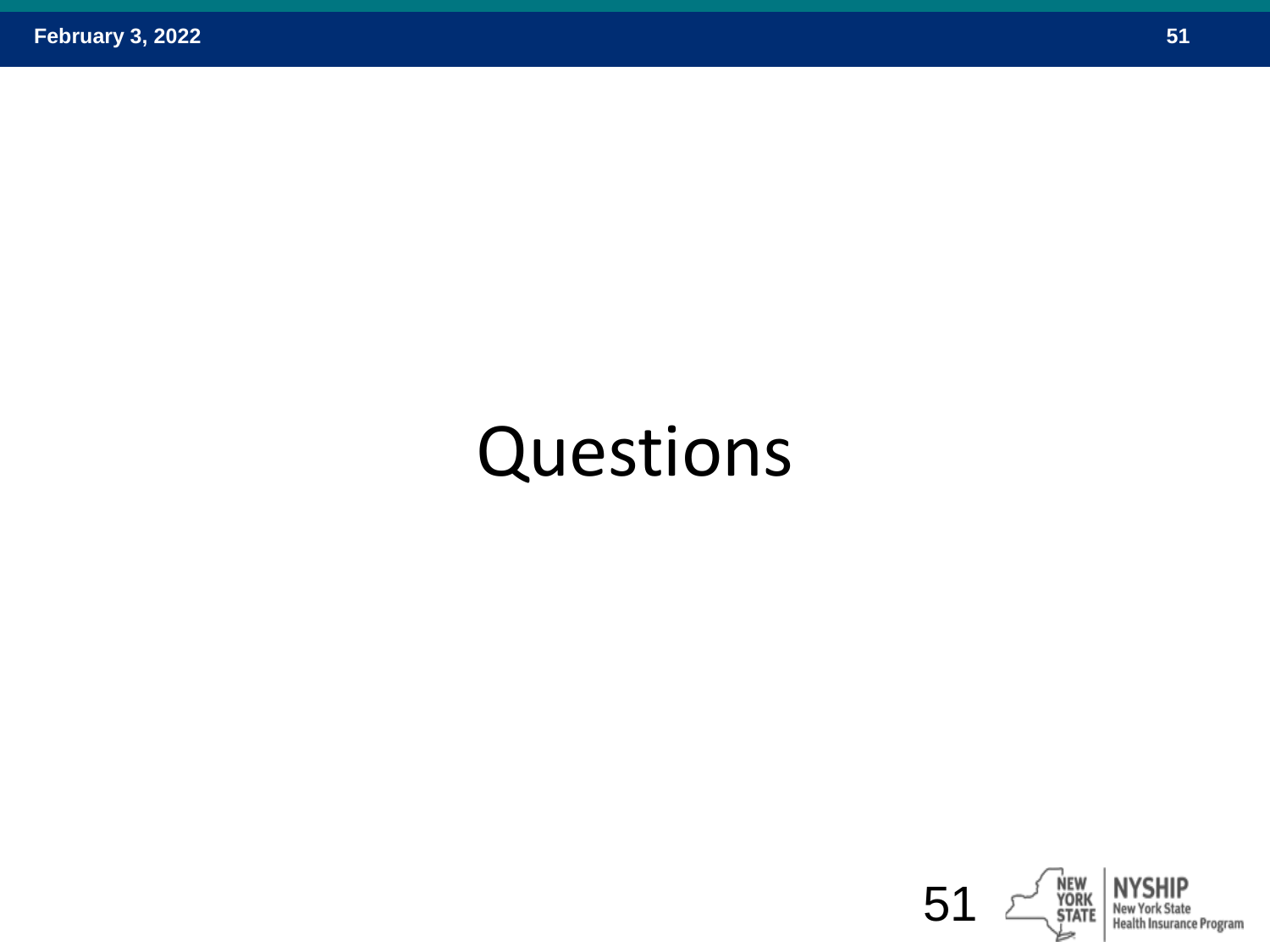# Questions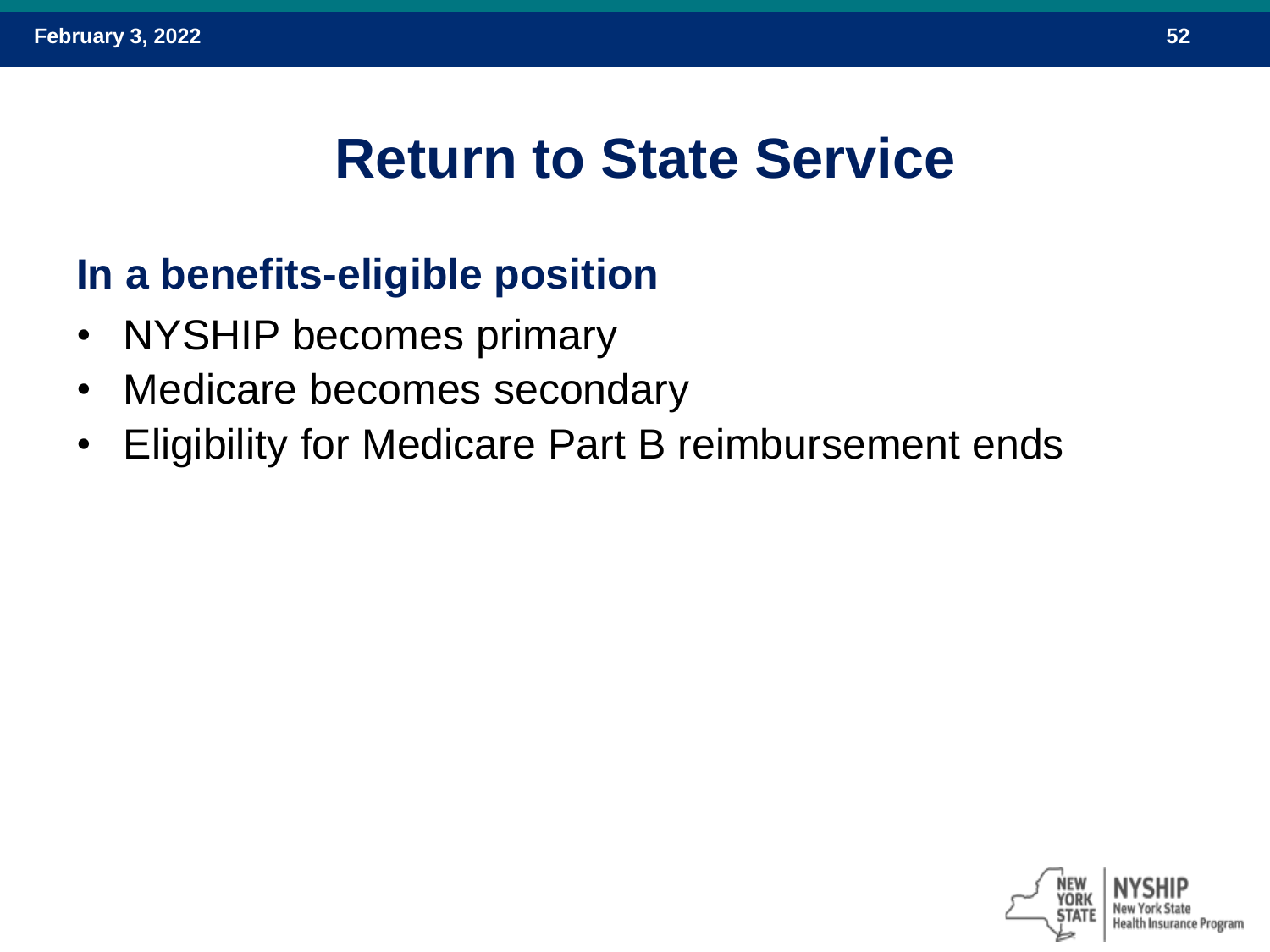# Return to State Service

## In a benefits-eligible position

- NYSHIP becomes primary
- Medicare becomes secondary
- Eligibility for Medicare Part B reimbursement ends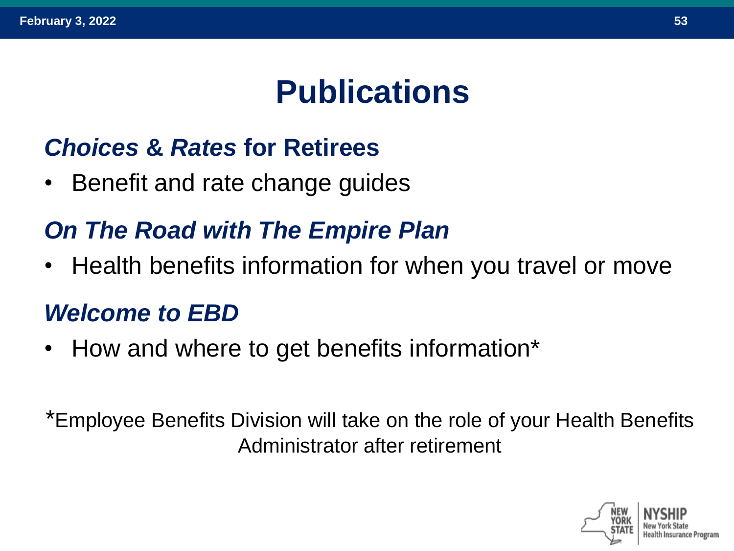# Publications

## *Choices & Rates* for Retirees

- Benefit and rate change guides

## *On The Road with The Empire Plan*

- Health benefits information for when you travel or move

## *Welcome to EBD*

- How and where to get benefits information*

*Employee Benefits Division will take on the role of your Health Benefits Administrator after retirement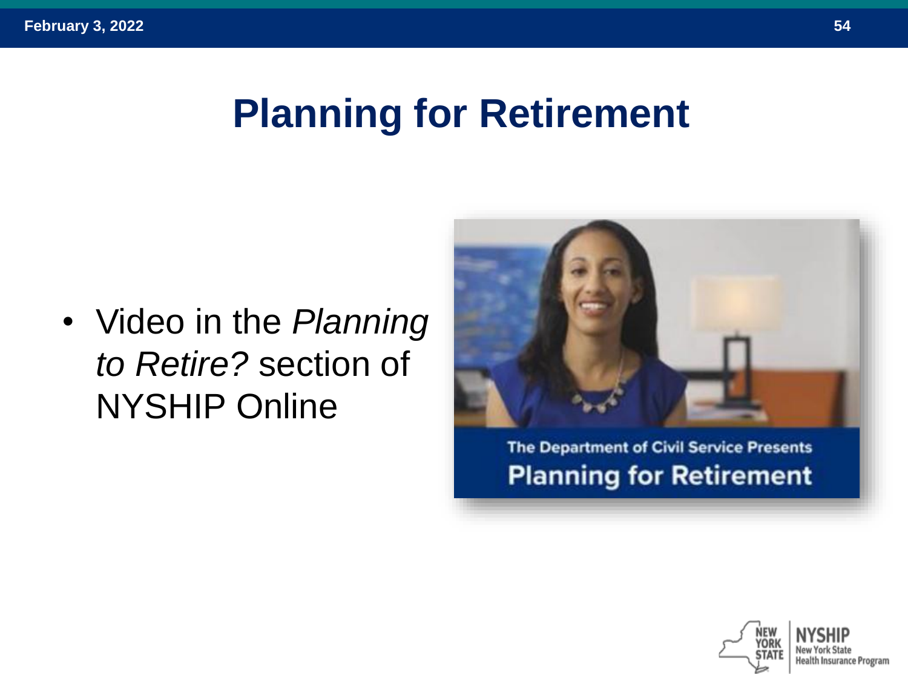# Planning for Retirement

- Video in the *Planning to Retire?* section of NYSHIP Online

The Department of Civil Service Presents

**Planning for Retirement**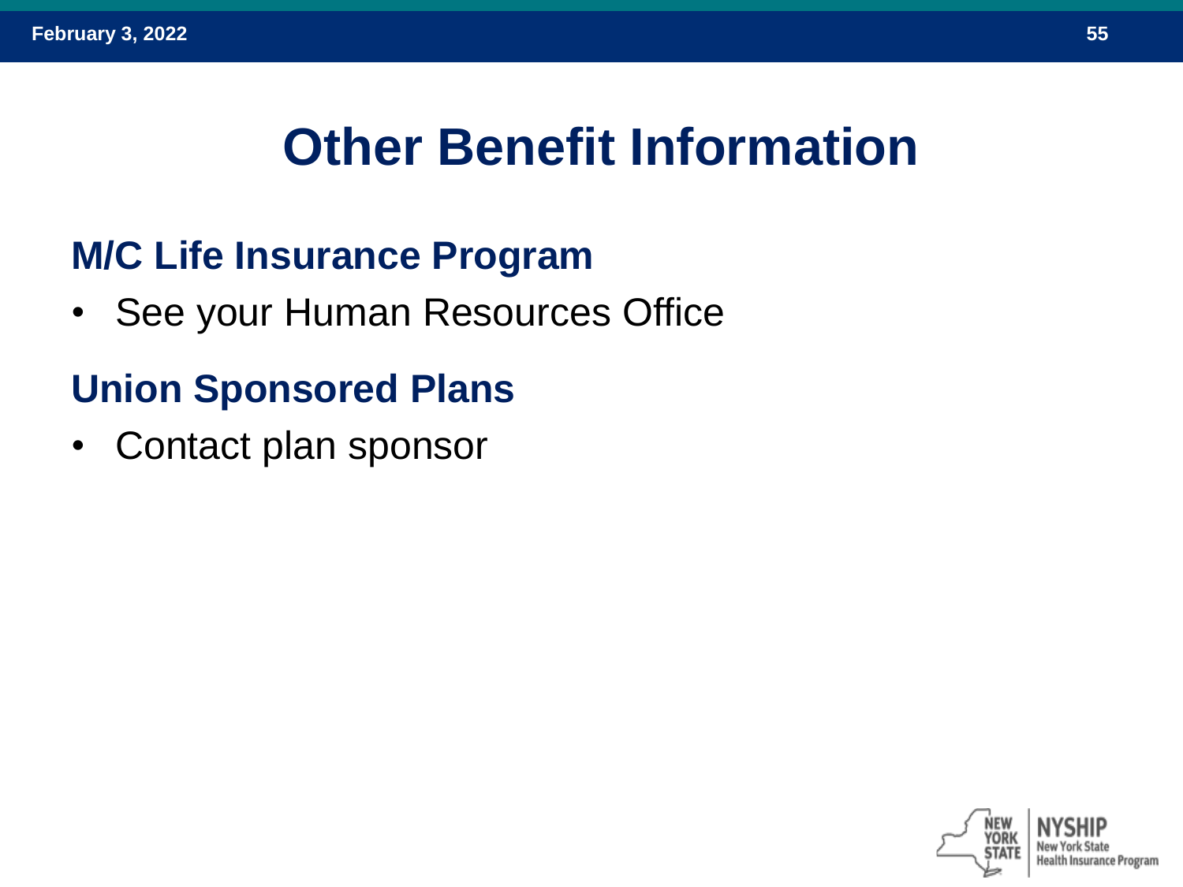# Other Benefit Information

## M/C Life Insurance Program

- See your Human Resources Office

## Union Sponsored Plans

- Contact plan sponsor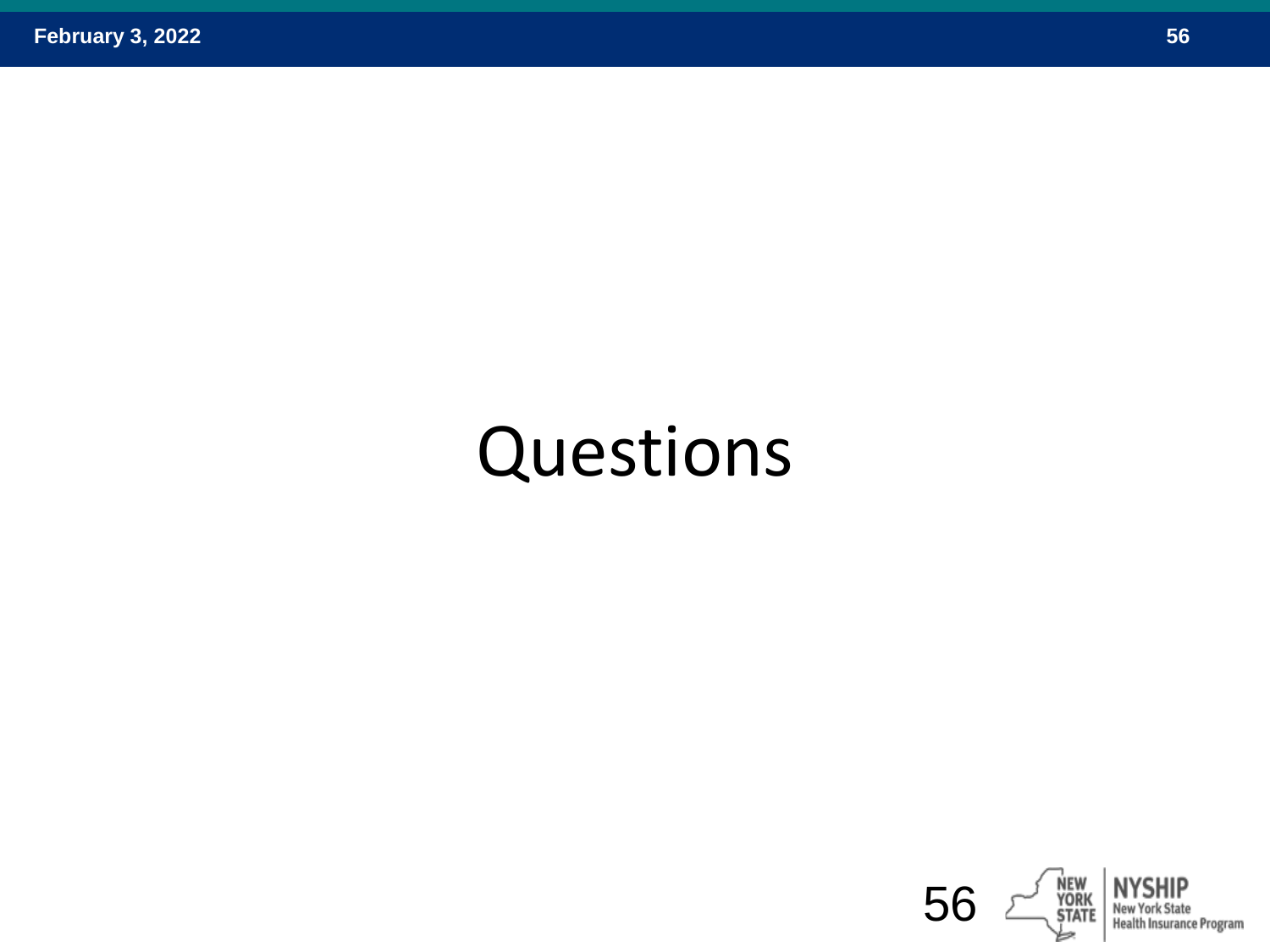# Questions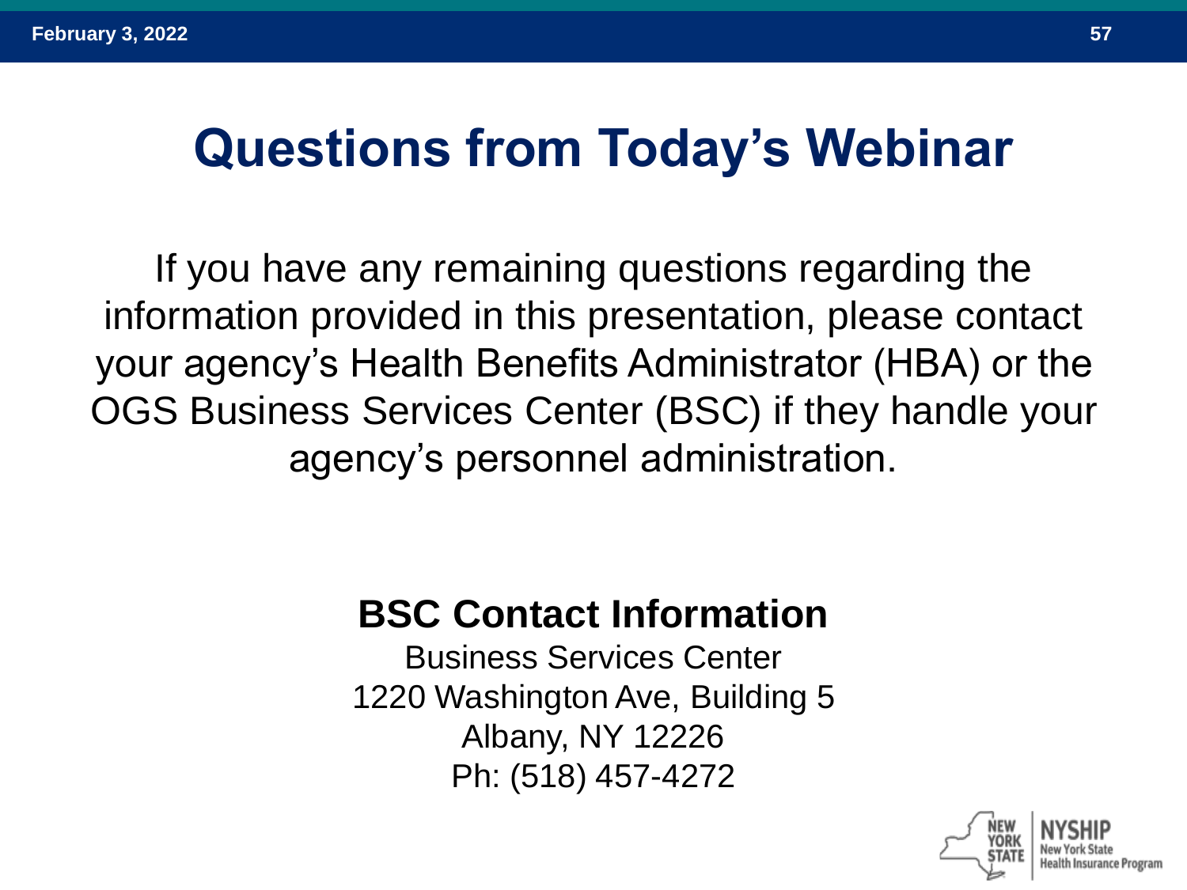# Questions from Today's Webinar

If you have any remaining questions regarding the information provided in this presentation, please contact your agency's Health Benefits Administrator (HBA) or the OGS Business Services Center (BSC) if they handle your agency's personnel administration.

**BSC Contact Information**

Business Services Center
1220 Washington Ave, Building 5
Albany, NY 12226
Ph: (518) 457-4272